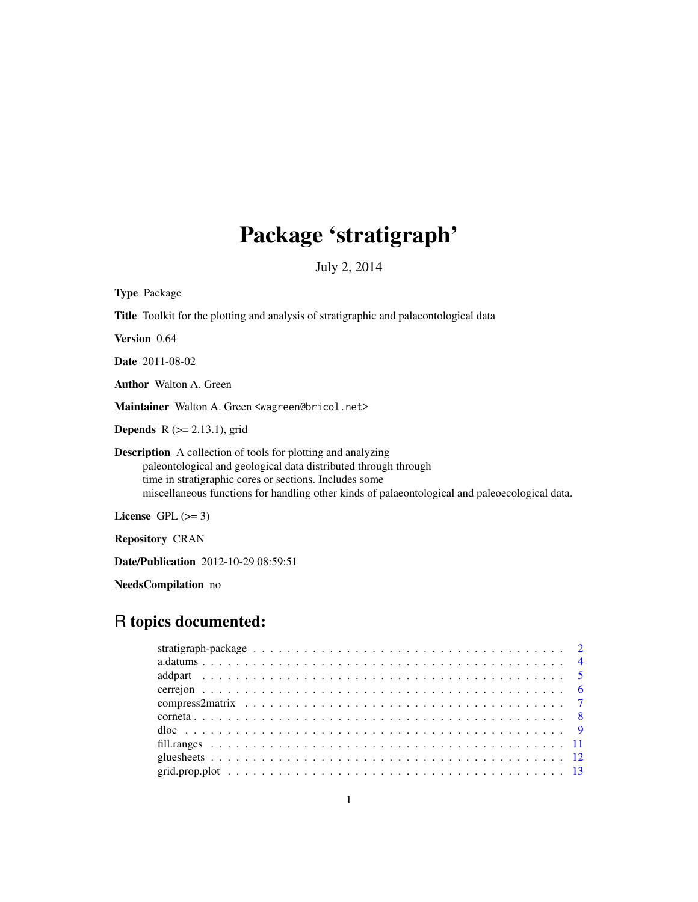# Package 'stratigraph'

July 2, 2014

**Type** Package

**Title** Toolkit for the plotting and analysis of stratigraphic and palaeontological data

**Version** 0.64

**Date** 2011-08-02

**Author** Walton A. Green

**Maintainer** Walton A. Green <wagreen@bricol.net>

**Depends** R (>= 2.13.1), grid

**Description** A collection of tools for plotting and analyzing paleontological and geological data distributed through through time in stratigraphic cores or sections. Includes some miscellaneous functions for handling other kinds of palaeontological and paleoecological data.

**License** GPL (>= 3)

**Repository** CRAN

**Date/Publication** 2012-10-29 08:59:51

**NeedsCompilation** no

## R topics documented:

stratigraph-package . . . . . . . . . . . . . . . . . . . . . . . . . . . . . . . . . . . . . . 2
a.datums . . . . . . . . . . . . . . . . . . . . . . . . . . . . . . . . . . . . . . . . . . . . 4
addpart . . . . . . . . . . . . . . . . . . . . . . . . . . . . . . . . . . . . . . . . . . . . 5
cerrejon . . . . . . . . . . . . . . . . . . . . . . . . . . . . . . . . . . . . . . . . . . . . 6
compress2matrix . . . . . . . . . . . . . . . . . . . . . . . . . . . . . . . . . . . . . . . 7
corneta . . . . . . . . . . . . . . . . . . . . . . . . . . . . . . . . . . . . . . . . . . . . 8
dloc . . . . . . . . . . . . . . . . . . . . . . . . . . . . . . . . . . . . . . . . . . . . . 9
fill.ranges . . . . . . . . . . . . . . . . . . . . . . . . . . . . . . . . . . . . . . . . . . 11
gluesheets . . . . . . . . . . . . . . . . . . . . . . . . . . . . . . . . . . . . . . . . . . 12
grid.prop.plot . . . . . . . . . . . . . . . . . . . . . . . . . . . . . . . . . . . . . . . . 13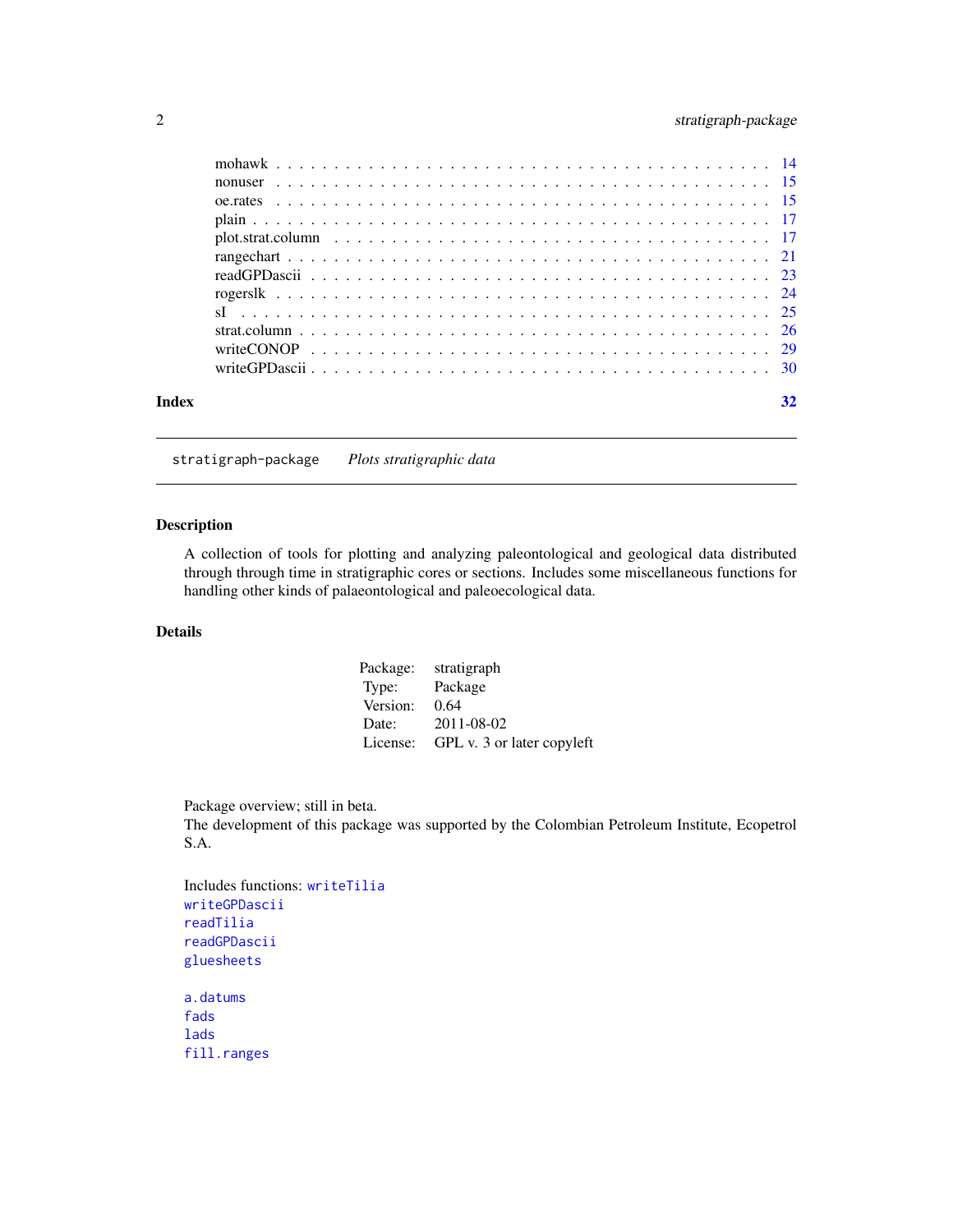mohawk . . . . . . . . . . . . . . . . . . . . . . . . . . . . . . . . . . . . . . . . . 14
nonuser . . . . . . . . . . . . . . . . . . . . . . . . . . . . . . . . . . . . . . . . . 15
oe.rates . . . . . . . . . . . . . . . . . . . . . . . . . . . . . . . . . . . . . . . . . 15
plain . . . . . . . . . . . . . . . . . . . . . . . . . . . . . . . . . . . . . . . . . 17
plot.strat.column . . . . . . . . . . . . . . . . . . . . . . . . . . . . . . . . . . . . . 17
rangechart . . . . . . . . . . . . . . . . . . . . . . . . . . . . . . . . . . . . . . . . . 21
readGPDascii . . . . . . . . . . . . . . . . . . . . . . . . . . . . . . . . . . . . . . . . 23
rogerslk . . . . . . . . . . . . . . . . . . . . . . . . . . . . . . . . . . . . . . . . . 24
sI . . . . . . . . . . . . . . . . . . . . . . . . . . . . . . . . . . . . . . . . . 25
strat.column . . . . . . . . . . . . . . . . . . . . . . . . . . . . . . . . . . . . . . . . 26
writeCONOP . . . . . . . . . . . . . . . . . . . . . . . . . . . . . . . . . . . . . . . . 29
writeGPDascii . . . . . . . . . . . . . . . . . . . . . . . . . . . . . . . . . . . . . . . . 30

**Index** **32**

---

`stratigraph-package` *Plots stratigraphic data*

---

## Description

A collection of tools for plotting and analyzing paleontological and geological data distributed through through time in stratigraphic cores or sections. Includes some miscellaneous functions for handling other kinds of palaeontological and paleoecological data.

## Details

| | |
|---|---|
| Package: | stratigraph |
| Type: | Package |
| Version: | 0.64 |
| Date: | 2011-08-02 |
| License: | GPL v. 3 or later copyleft |

Package overview; still in beta.
The development of this package was supported by the Colombian Petroleum Institute, Ecopetrol S.A.

Includes functions: `writeTilia`
`writeGPDascii`
`readTilia`
`readGPDascii`
`gluesheets`

`a.datums`
`fads`
`lads`
`fill.ranges`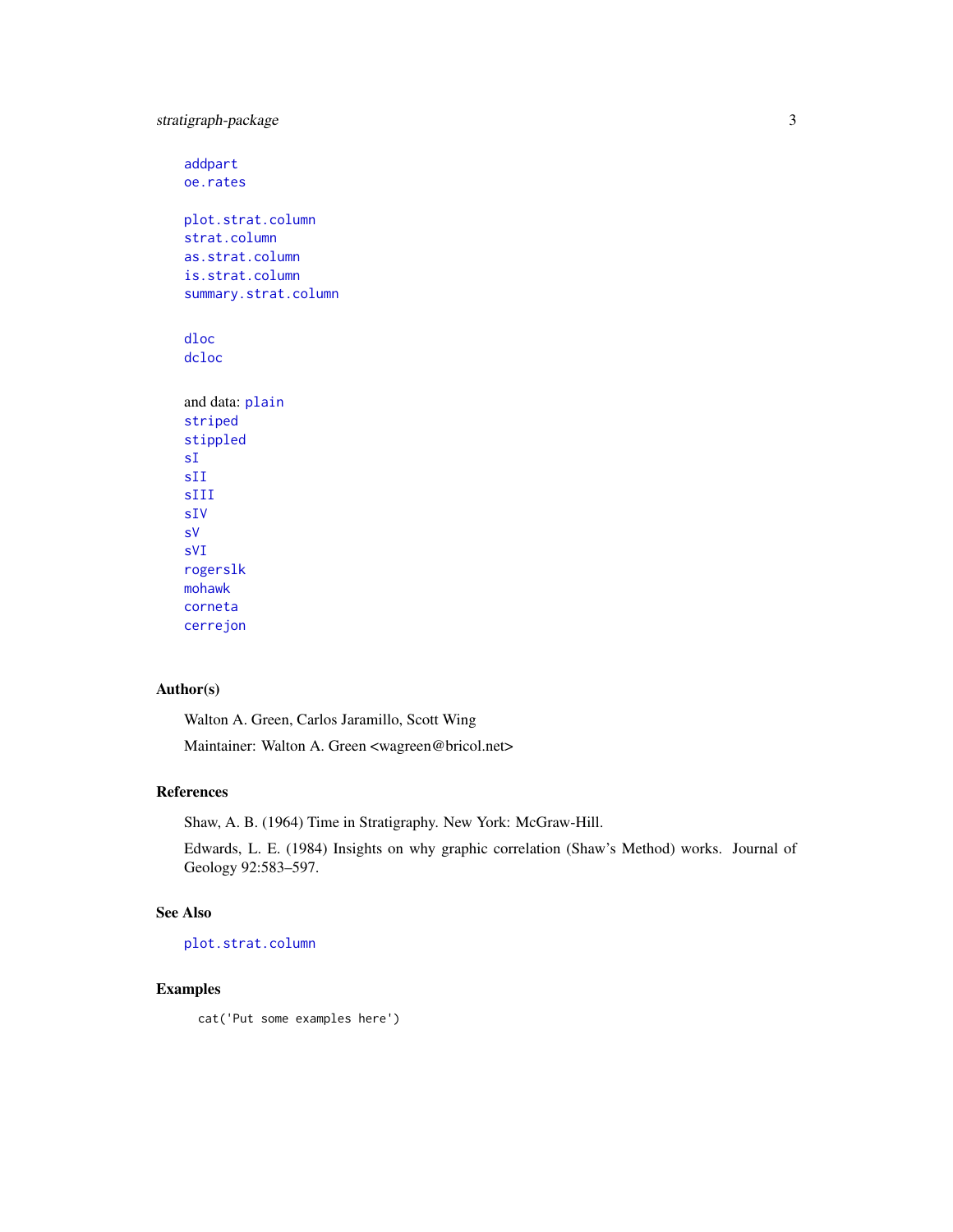addpart
oe.rates

plot.strat.column
strat.column
as.strat.column
is.strat.column
summary.strat.column

dloc
dcloc

and data: plain
striped
stippled
sI
sII
sIII
sIV
sV
sVI
rogerslk
mohawk
corneta
cerrejon

## Author(s)

Walton A. Green, Carlos Jaramillo, Scott Wing

Maintainer: Walton A. Green <wagreen@bricol.net>

## References

Shaw, A. B. (1964) Time in Stratigraphy. New York: McGraw-Hill.

Edwards, L. E. (1984) Insights on why graphic correlation (Shaw's Method) works. Journal of Geology 92:583–597.

## See Also

plot.strat.column

## Examples

```
cat('Put some examples here')
```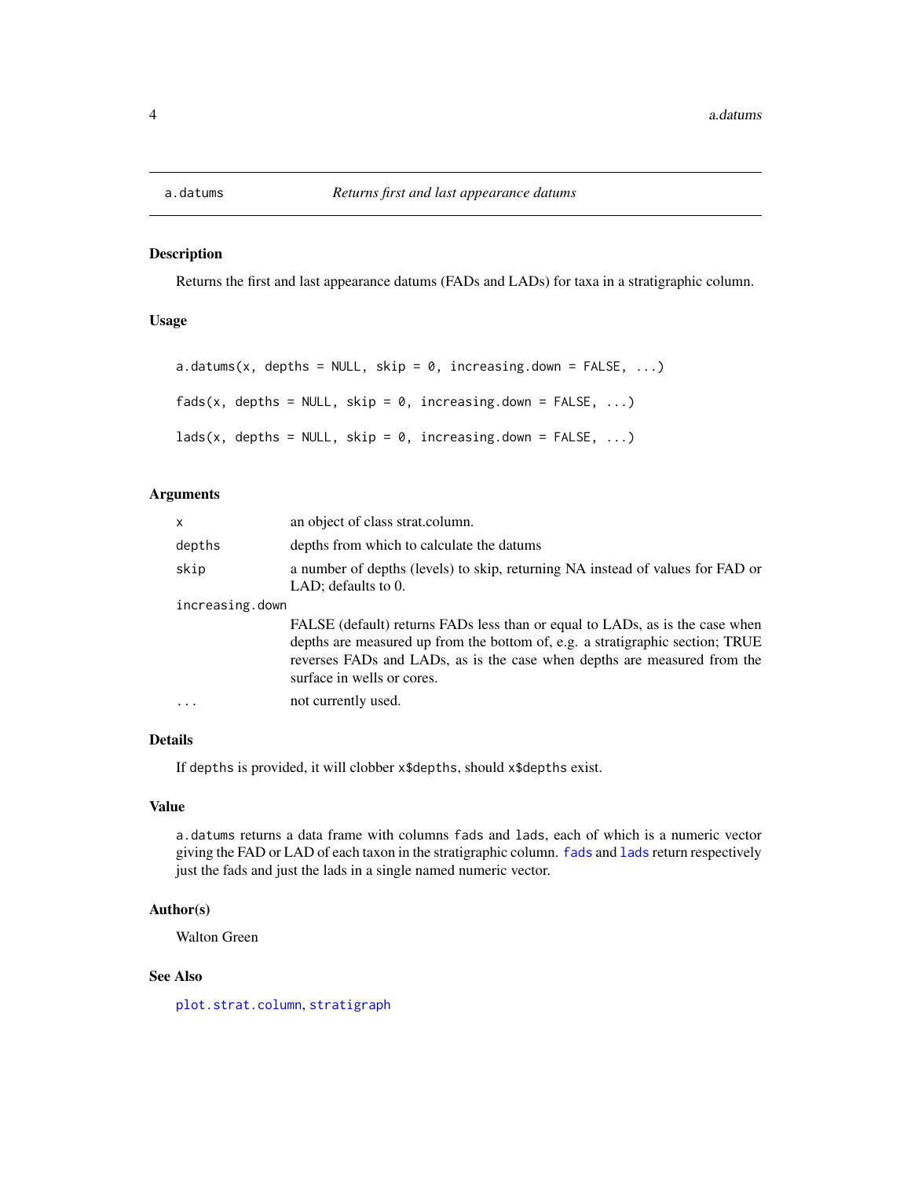## a.datums — *Returns first and last appearance datums*

### Description

Returns the first and last appearance datums (FADs and LADs) for taxa in a stratigraphic column.

### Usage

```
a.datums(x, depths = NULL, skip = 0, increasing.down = FALSE, ...)

fads(x, depths = NULL, skip = 0, increasing.down = FALSE, ...)

lads(x, depths = NULL, skip = 0, increasing.down = FALSE, ...)
```

### Arguments

| | |
|---|---|
| `x` | an object of class strat.column. |
| `depths` | depths from which to calculate the datums |
| `skip` | a number of depths (levels) to skip, returning NA instead of values for FAD or LAD; defaults to 0. |
| `increasing.down` | FALSE (default) returns FADs less than or equal to LADs, as is the case when depths are measured up from the bottom of, e.g. a stratigraphic section; TRUE reverses FADs and LADs, as is the case when depths are measured from the surface in wells or cores. |
| `...` | not currently used. |

### Details

If `depths` is provided, it will clobber `x$depths`, should `x$depths` exist.

### Value

`a.datums` returns a data frame with columns `fads` and `lads`, each of which is a numeric vector giving the FAD or LAD of each taxon in the stratigraphic column. `fads` and `lads` return respectively just the fads and just the lads in a single named numeric vector.

### Author(s)

Walton Green

### See Also

`plot.strat.column`, `stratigraph`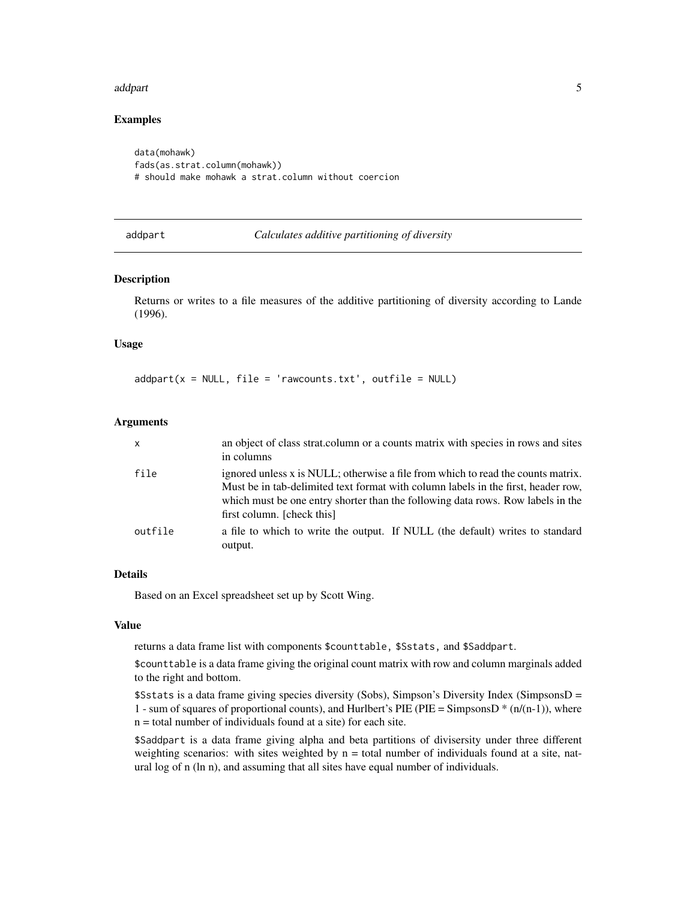## Examples

```
data(mohawk)
fads(as.strat.column(mohawk))
# should make mohawk a strat.column without coercion
```

---

## addpart — *Calculates additive partitioning of diversity*

---

### Description

Returns or writes to a file measures of the additive partitioning of diversity according to Lande (1996).

### Usage

```
addpart(x = NULL, file = 'rawcounts.txt', outfile = NULL)
```

### Arguments

| | |
|---|---|
| `x` | an object of class strat.column or a counts matrix with species in rows and sites in columns |
| `file` | ignored unless x is NULL; otherwise a file from which to read the counts matrix. Must be in tab-delimited text format with column labels in the first, header row, which must be one entry shorter than the following data rows. Row labels in the first column. [check this] |
| `outfile` | a file to which to write the output. If NULL (the default) writes to standard output. |

### Details

Based on an Excel spreadsheet set up by Scott Wing.

### Value

returns a data frame list with components `$counttable`, `$Sstats`, and `$Saddpart`.

`$counttable` is a data frame giving the original count matrix with row and column marginals added to the right and bottom.

`$Sstats` is a data frame giving species diversity (Sobs), Simpson's Diversity Index (SimpsonsD = 1 - sum of squares of proportional counts), and Hurlbert's PIE (PIE = SimpsonsD * (n/(n-1)), where n = total number of individuals found at a site) for each site.

`$Saddpart` is a data frame giving alpha and beta partitions of divisersity under three different weighting scenarios: with sites weighted by n = total number of individuals found at a site, natural log of n (ln n), and assuming that all sites have equal number of individuals.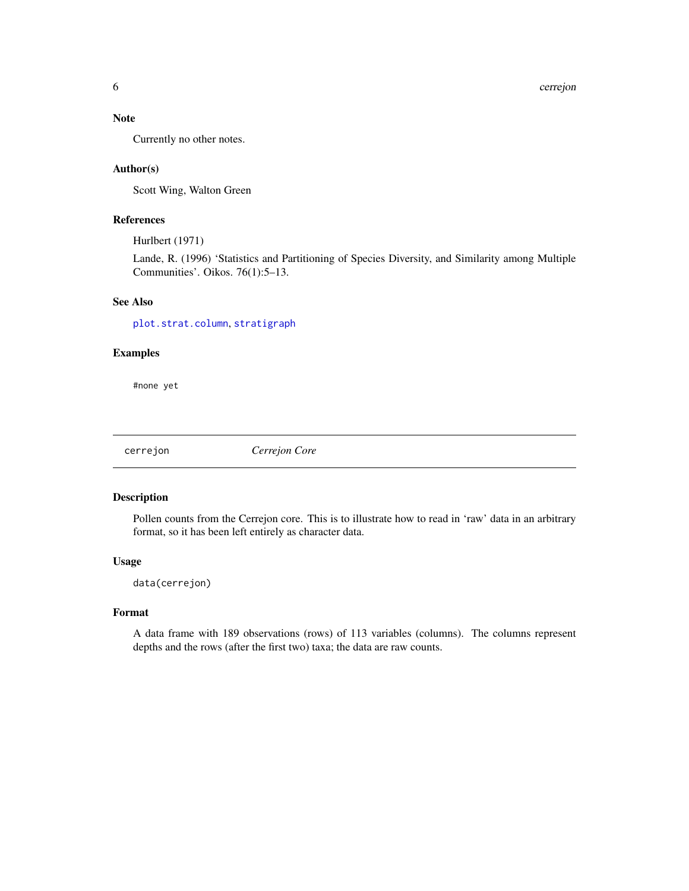### Note

Currently no other notes.

### Author(s)

Scott Wing, Walton Green

### References

Hurlbert (1971)

Lande, R. (1996) 'Statistics and Partitioning of Species Diversity, and Similarity among Multiple Communities'. Oikos. 76(1):5–13.

### See Also

`plot.strat.column`, `stratigraph`

### Examples

```
#none yet
```

---

## cerrejon — *Cerrejon Core*

---

### Description

Pollen counts from the Cerrejon core. This is to illustrate how to read in 'raw' data in an arbitrary format, so it has been left entirely as character data.

### Usage

```
data(cerrejon)
```

### Format

A data frame with 189 observations (rows) of 113 variables (columns). The columns represent depths and the rows (after the first two) taxa; the data are raw counts.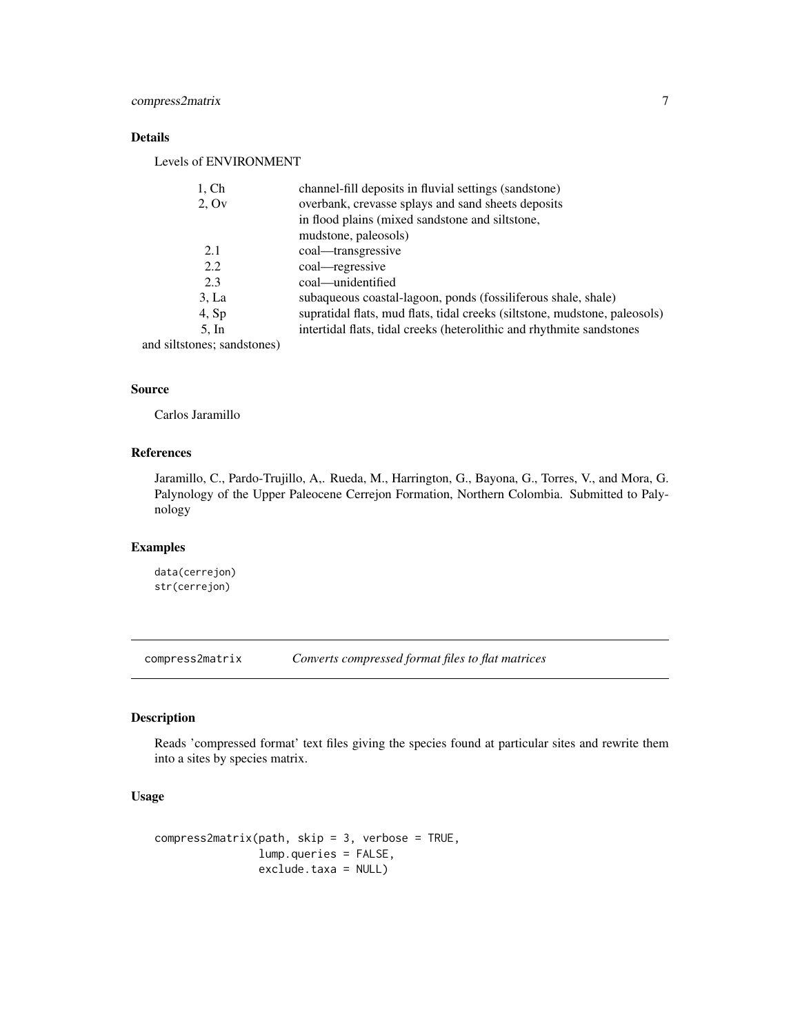### Details

Levels of ENVIRONMENT

| | |
|---|---|
| 1, Ch | channel-fill deposits in fluvial settings (sandstone) |
| 2, Ov | overbank, crevasse splays and sand sheets deposits in flood plains (mixed sandstone and siltstone, mudstone, paleosols) |
| 2.1 | coal—transgressive |
| 2.2 | coal—regressive |
| 2.3 | coal—unidentified |
| 3, La | subaqueous coastal-lagoon, ponds (fossiliferous shale, shale) |
| 4, Sp | supratidal flats, mud flats, tidal creeks (siltstone, mudstone, paleosols) |
| 5, In | intertidal flats, tidal creeks (heterolithic and rhythmite sandstones and siltstones; sandstones) |

### Source

Carlos Jaramillo

### References

Jaramillo, C., Pardo-Trujillo, A,. Rueda, M., Harrington, G., Bayona, G., Torres, V., and Mora, G. Palynology of the Upper Paleocene Cerrejon Formation, Northern Colombia. Submitted to Palynology

### Examples

```
data(cerrejon)
str(cerrejon)
```

---

## compress2matrix *Converts compressed format files to flat matrices*

### Description

Reads 'compressed format' text files giving the species found at particular sites and rewrite them into a sites by species matrix.

### Usage

```
compress2matrix(path, skip = 3, verbose = TRUE,
                lump.queries = FALSE,
                exclude.taxa = NULL)
```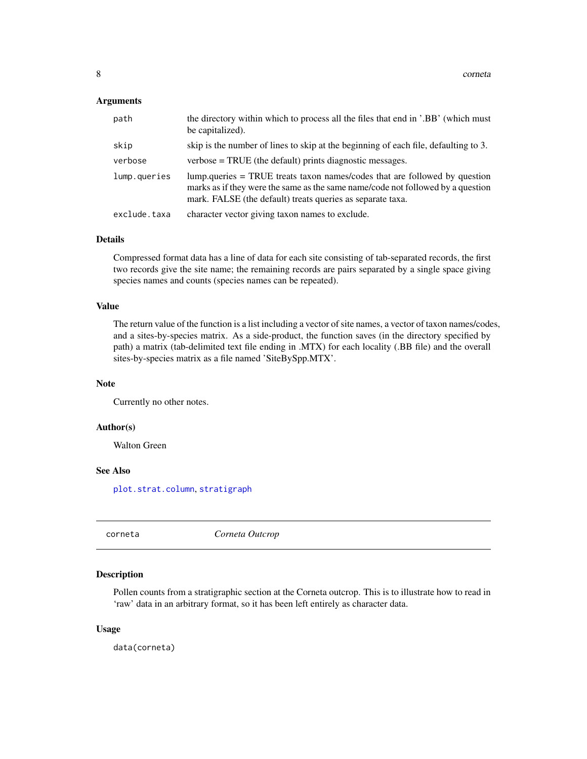### Arguments

| | |
|---|---|
| path | the directory within which to process all the files that end in '.BB' (which must be capitalized). |
| skip | skip is the number of lines to skip at the beginning of each file, defaulting to 3. |
| verbose | verbose = TRUE (the default) prints diagnostic messages. |
| lump.queries | lump.queries = TRUE treats taxon names/codes that are followed by question marks as if they were the same as the same name/code not followed by a question mark. FALSE (the default) treats queries as separate taxa. |
| exclude.taxa | character vector giving taxon names to exclude. |

### Details

Compressed format data has a line of data for each site consisting of tab-separated records, the first two records give the site name; the remaining records are pairs separated by a single space giving species names and counts (species names can be repeated).

### Value

The return value of the function is a list including a vector of site names, a vector of taxon names/codes, and a sites-by-species matrix. As a side-product, the function saves (in the directory specified by path) a matrix (tab-delimited text file ending in .MTX) for each locality (.BB file) and the overall sites-by-species matrix as a file named 'SiteBySpp.MTX'.

### Note

Currently no other notes.

### Author(s)

Walton Green

### See Also

plot.strat.column, stratigraph

---

## corneta *Corneta Outcrop*

---

### Description

Pollen counts from a stratigraphic section at the Corneta outcrop. This is to illustrate how to read in 'raw' data in an arbitrary format, so it has been left entirely as character data.

### Usage

```
data(corneta)
```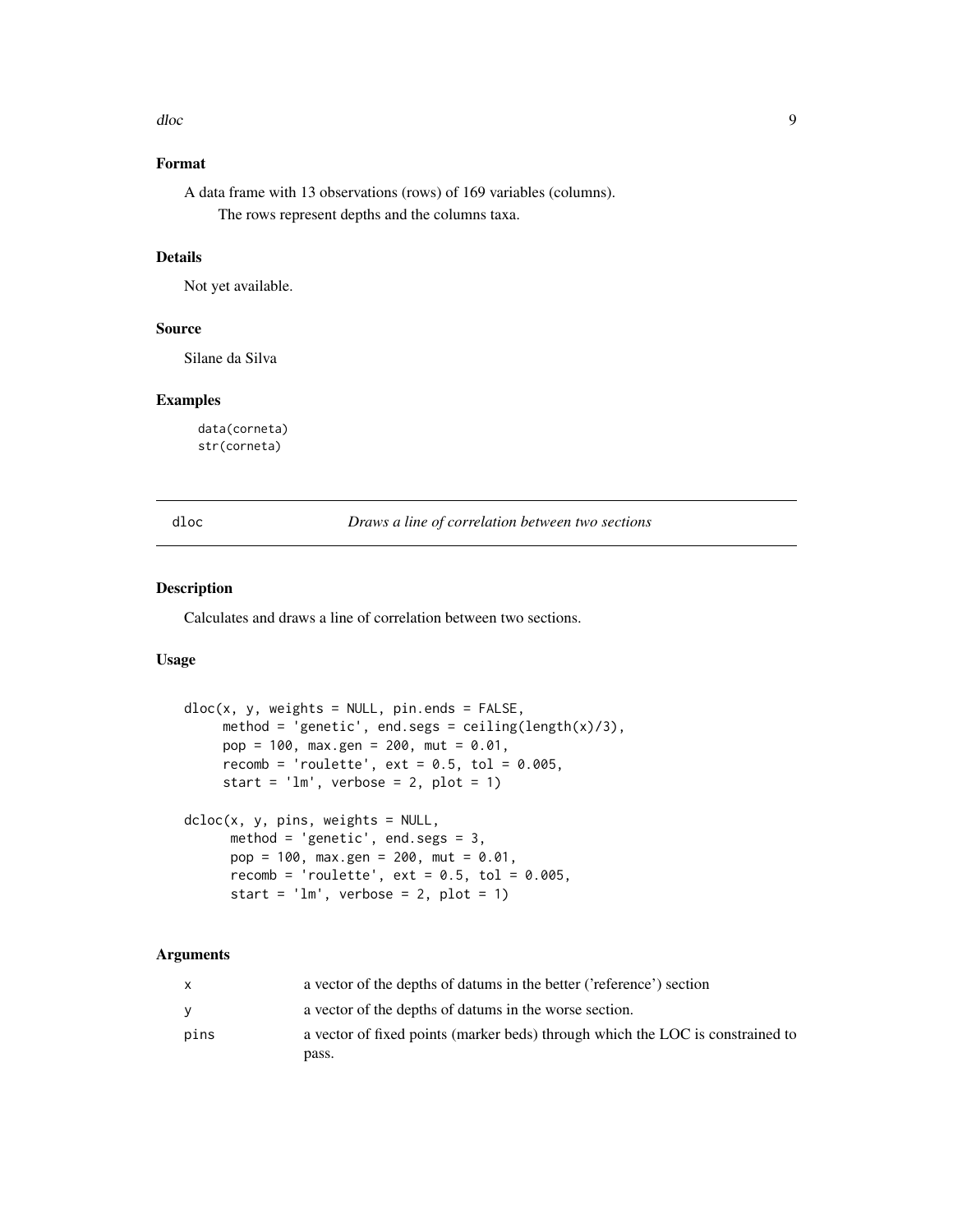### Format

A data frame with 13 observations (rows) of 169 variables (columns).
The rows represent depths and the columns taxa.

### Details

Not yet available.

### Source

Silane da Silva

### Examples

```
data(corneta)
str(corneta)
```

---

## dloc — *Draws a line of correlation between two sections*

### Description

Calculates and draws a line of correlation between two sections.

### Usage

```
dloc(x, y, weights = NULL, pin.ends = FALSE,
     method = 'genetic', end.segs = ceiling(length(x)/3),
     pop = 100, max.gen = 200, mut = 0.01,
     recomb = 'roulette', ext = 0.5, tol = 0.005,
     start = 'lm', verbose = 2, plot = 1)

dcloc(x, y, pins, weights = NULL,
      method = 'genetic', end.segs = 3,
      pop = 100, max.gen = 200, mut = 0.01,
      recomb = 'roulette', ext = 0.5, tol = 0.005,
      start = 'lm', verbose = 2, plot = 1)
```

### Arguments

| | |
|---|---|
| x | a vector of the depths of datums in the better ('reference') section |
| y | a vector of the depths of datums in the worse section. |
| pins | a vector of fixed points (marker beds) through which the LOC is constrained to pass. |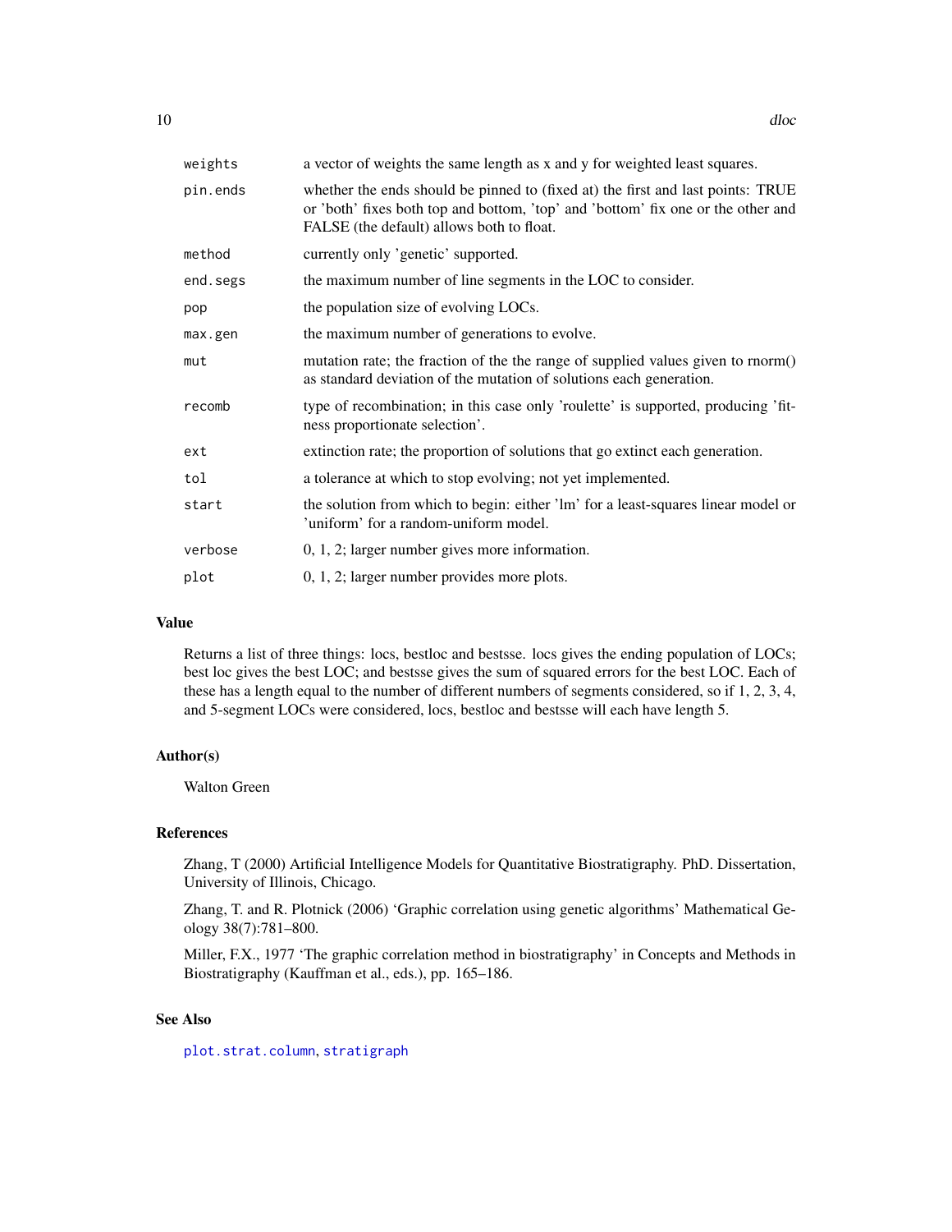| | |
|---|---|
| `weights` | a vector of weights the same length as x and y for weighted least squares. |
| `pin.ends` | whether the ends should be pinned to (fixed at) the first and last points: TRUE or 'both' fixes both top and bottom, 'top' and 'bottom' fix one or the other and FALSE (the default) allows both to float. |
| `method` | currently only 'genetic' supported. |
| `end.segs` | the maximum number of line segments in the LOC to consider. |
| `pop` | the population size of evolving LOCs. |
| `max.gen` | the maximum number of generations to evolve. |
| `mut` | mutation rate; the fraction of the the range of supplied values given to rnorm() as standard deviation of the mutation of solutions each generation. |
| `recomb` | type of recombination; in this case only 'roulette' is supported, producing 'fitness proportionate selection'. |
| `ext` | extinction rate; the proportion of solutions that go extinct each generation. |
| `tol` | a tolerance at which to stop evolving; not yet implemented. |
| `start` | the solution from which to begin: either 'lm' for a least-squares linear model or 'uniform' for a random-uniform model. |
| `verbose` | 0, 1, 2; larger number gives more information. |
| `plot` | 0, 1, 2; larger number provides more plots. |

## Value

Returns a list of three things: locs, bestloc and bestsse. locs gives the ending population of LOCs; best loc gives the best LOC; and bestsse gives the sum of squared errors for the best LOC. Each of these has a length equal to the number of different numbers of segments considered, so if 1, 2, 3, 4, and 5-segment LOCs were considered, locs, bestloc and bestsse will each have length 5.

## Author(s)

Walton Green

## References

Zhang, T (2000) Artificial Intelligence Models for Quantitative Biostratigraphy. PhD. Dissertation, University of Illinois, Chicago.

Zhang, T. and R. Plotnick (2006) 'Graphic correlation using genetic algorithms' Mathematical Geology 38(7):781–800.

Miller, F.X., 1977 'The graphic correlation method in biostratigraphy' in Concepts and Methods in Biostratigraphy (Kauffman et al., eds.), pp. 165–186.

## See Also

`plot.strat.column`, `stratigraph`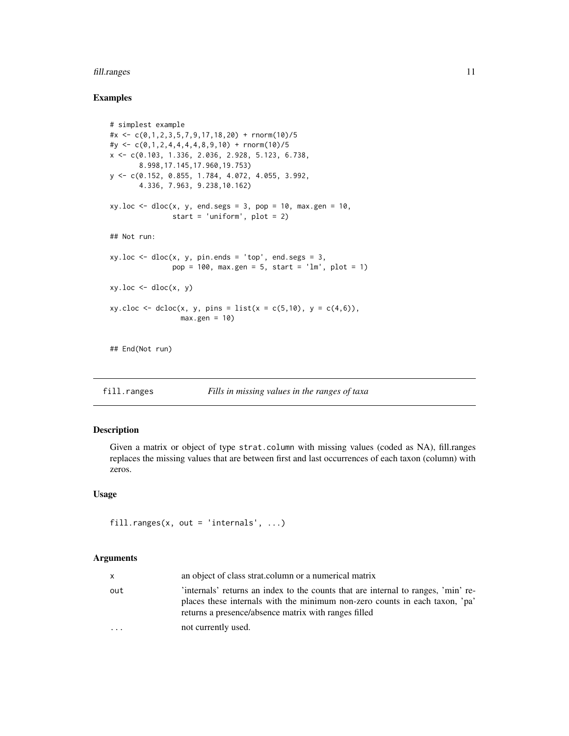### Examples

```
# simplest example
#x <- c(0,1,2,3,5,7,9,17,18,20) + rnorm(10)/5
#y <- c(0,1,2,4,4,4,4,8,9,10) + rnorm(10)/5
x <- c(0.103, 1.336, 2.036, 2.928, 5.123, 6.738,
       8.998,17.145,17.960,19.753)
y <- c(0.152, 0.855, 1.784, 4.072, 4.055, 3.992,
       4.336, 7.963, 9.238,10.162)

xy.loc <- dloc(x, y, end.segs = 3, pop = 10, max.gen = 10,
               start = 'uniform', plot = 2)

## Not run:

xy.loc <- dloc(x, y, pin.ends = 'top', end.segs = 3,
               pop = 100, max.gen = 5, start = 'lm', plot = 1)

xy.loc <- dloc(x, y)

xy.cloc <- dcloc(x, y, pins = list(x = c(5,10), y = c(4,6)),
                 max.gen = 10)


## End(Not run)
```

## fill.ranges *Fills in missing values in the ranges of taxa*

### Description

Given a matrix or object of type `strat.column` with missing values (coded as NA), fill.ranges replaces the missing values that are between first and last occurrences of each taxon (column) with zeros.

### Usage

```
fill.ranges(x, out = 'internals', ...)
```

### Arguments

| | |
|---|---|
| `x` | an object of class strat.column or a numerical matrix |
| `out` | 'internals' returns an index to the counts that are internal to ranges, 'min' replaces these internals with the minimum non-zero counts in each taxon, 'pa' returns a presence/absence matrix with ranges filled |
| `...` | not currently used. |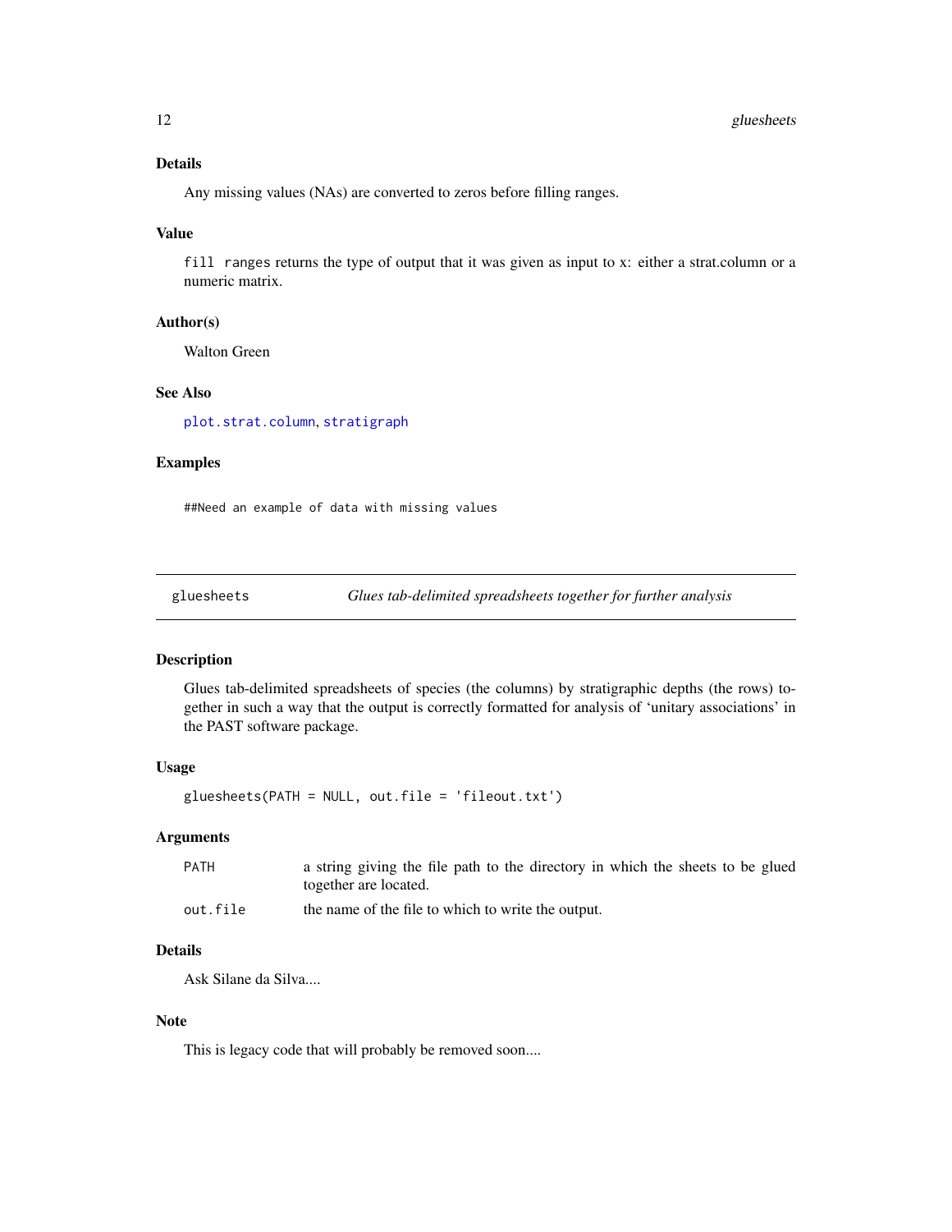## Details

Any missing values (NAs) are converted to zeros before filling ranges.

## Value

`fill ranges` returns the type of output that it was given as input to x: either a strat.column or a numeric matrix.

## Author(s)

Walton Green

## See Also

`plot.strat.column`, `stratigraph`

## Examples

```
##Need an example of data with missing values
```

---

# gluesheets — *Glues tab-delimited spreadsheets together for further analysis*

## Description

Glues tab-delimited spreadsheets of species (the columns) by stratigraphic depths (the rows) together in such a way that the output is correctly formatted for analysis of 'unitary associations' in the PAST software package.

## Usage

```
gluesheets(PATH = NULL, out.file = 'fileout.txt')
```

## Arguments

| | |
|---|---|
| `PATH` | a string giving the file path to the directory in which the sheets to be glued together are located. |
| `out.file` | the name of the file to which to write the output. |

## Details

Ask Silane da Silva....

## Note

This is legacy code that will probably be removed soon....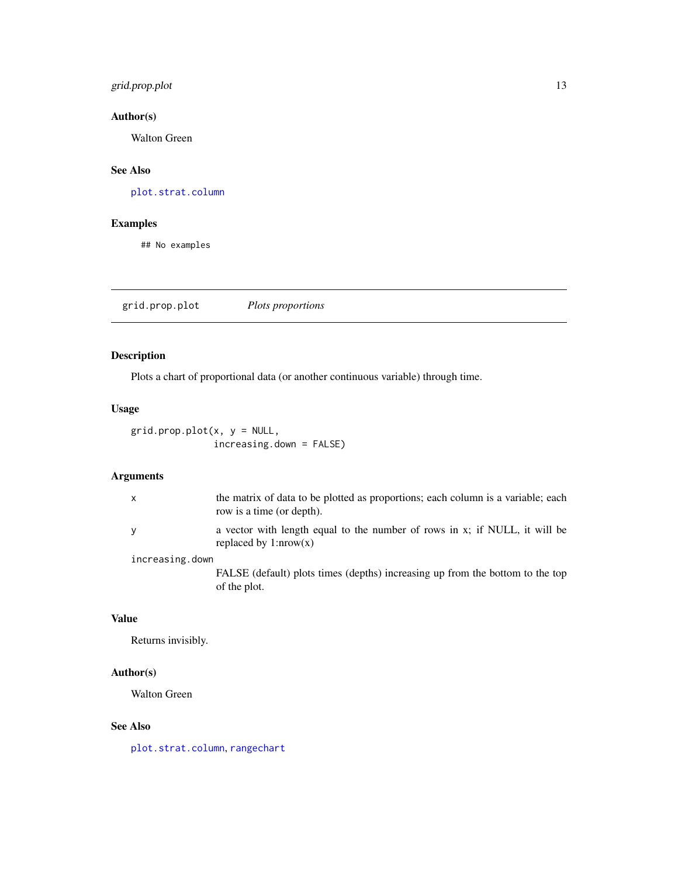### Author(s)

Walton Green

### See Also

`plot.strat.column`

### Examples

```
## No examples
```

---

## grid.prop.plot — *Plots proportions*

### Description

Plots a chart of proportional data (or another continuous variable) through time.

### Usage

```
grid.prop.plot(x, y = NULL,
               increasing.down = FALSE)
```

### Arguments

| | |
|---|---|
| `x` | the matrix of data to be plotted as proportions; each column is a variable; each row is a time (or depth). |
| `y` | a vector with length equal to the number of rows in x; if NULL, it will be replaced by 1:nrow(x) |
| `increasing.down` | FALSE (default) plots times (depths) increasing up from the bottom to the top of the plot. |

### Value

Returns invisibly.

### Author(s)

Walton Green

### See Also

`plot.strat.column`, `rangechart`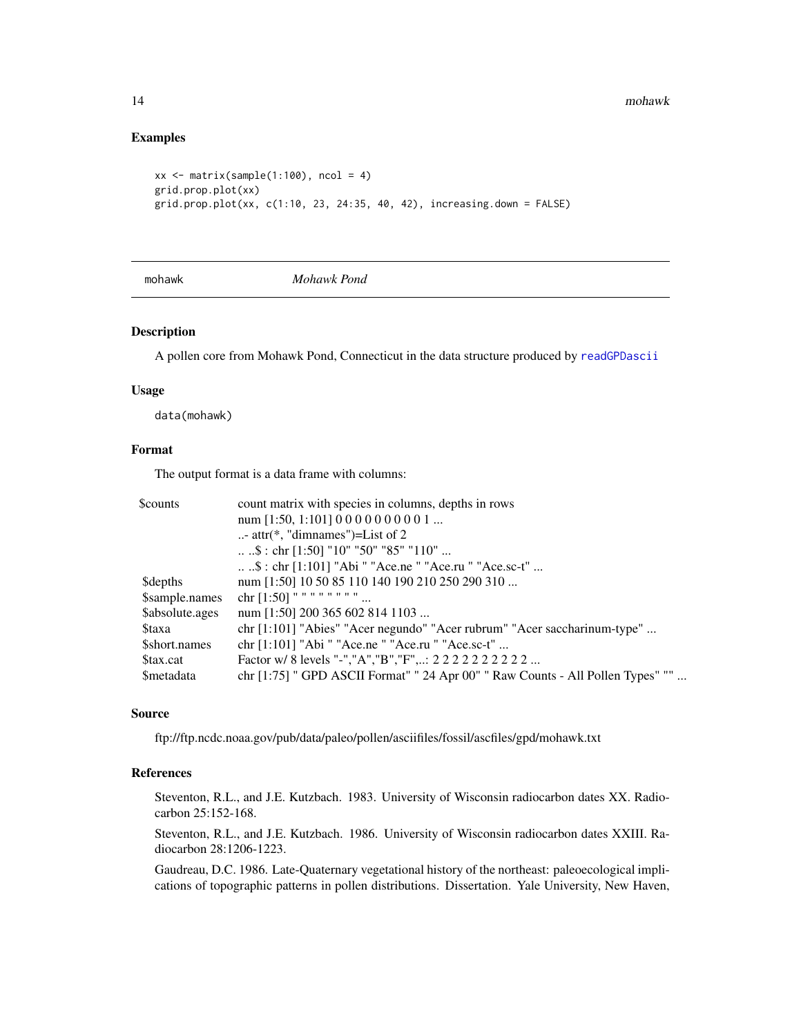## Examples

```
xx <- matrix(sample(1:100), ncol = 4)
grid.prop.plot(xx)
grid.prop.plot(xx, c(1:10, 23, 24:35, 40, 42), increasing.down = FALSE)
```

---

mohawk *Mohawk Pond*

---

### Description

A pollen core from Mohawk Pond, Connecticut in the data structure produced by readGPDascii

### Usage

```
data(mohawk)
```

### Format

The output format is a data frame with columns:

| | |
|---|---|
| $counts | count matrix with species in columns, depths in rows |
| | num [1:50, 1:101] 0 0 0 0 0 0 0 0 0 1 ... |
| | ..- attr(*, "dimnames")=List of 2 |
| | .. ..$ : chr [1:50] "10" "50" "85" "110" ... |
| | .. ..$ : chr [1:101] "Abi " "Ace.ne " "Ace.ru " "Ace.sc-t" ... |
| $depths | num [1:50] 10 50 85 110 140 190 210 250 290 310 ... |
| $sample.names | chr [1:50] " " " " " " " " ... |
| $absolute.ages | num [1:50] 200 365 602 814 1103 ... |
| $taxa | chr [1:101] "Abies" "Acer negundo" "Acer rubrum" "Acer saccharinum-type" ... |
| $short.names | chr [1:101] "Abi " "Ace.ne " "Ace.ru " "Ace.sc-t" ... |
| $tax.cat | Factor w/ 8 levels "-","A","B","F",..: 2 2 2 2 2 2 2 2 2 2 ... |
| $metadata | chr [1:75] " GPD ASCII Format" " 24 Apr 00" " Raw Counts - All Pollen Types" "" ... |

### Source

ftp://ftp.ncdc.noaa.gov/pub/data/paleo/pollen/asciifiles/fossil/ascfiles/gpd/mohawk.txt

### References

Steventon, R.L., and J.E. Kutzbach. 1983. University of Wisconsin radiocarbon dates XX. Radiocarbon 25:152-168.

Steventon, R.L., and J.E. Kutzbach. 1986. University of Wisconsin radiocarbon dates XXIII. Radiocarbon 28:1206-1223.

Gaudreau, D.C. 1986. Late-Quaternary vegetational history of the northeast: paleoecological implications of topographic patterns in pollen distributions. Dissertation. Yale University, New Haven,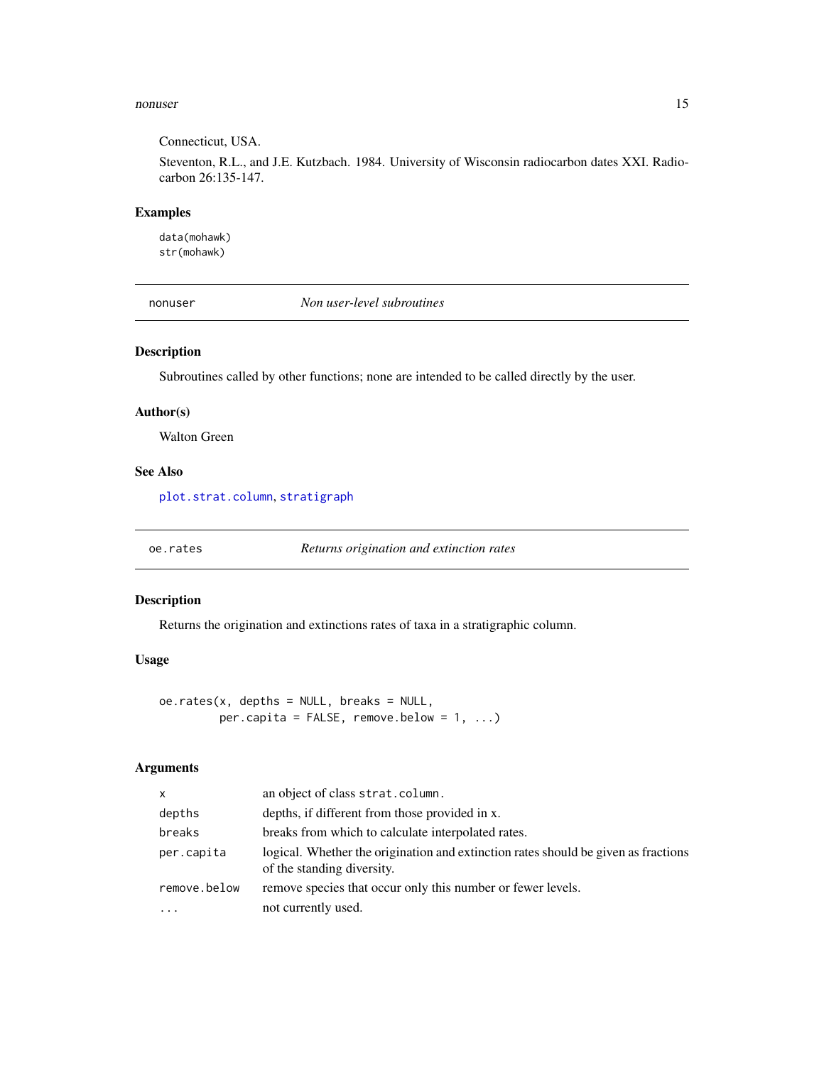Connecticut, USA.

Steventon, R.L., and J.E. Kutzbach. 1984. University of Wisconsin radiocarbon dates XXI. Radiocarbon 26:135-147.

### Examples

```
data(mohawk)
str(mohawk)
```

---

## nonuser — *Non user-level subroutines*

### Description

Subroutines called by other functions; none are intended to be called directly by the user.

### Author(s)

Walton Green

### See Also

plot.strat.column, stratigraph

---

## oe.rates — *Returns origination and extinction rates*

### Description

Returns the origination and extinctions rates of taxa in a stratigraphic column.

### Usage

```
oe.rates(x, depths = NULL, breaks = NULL,
         per.capita = FALSE, remove.below = 1, ...)
```

### Arguments

| | |
|---|---|
| `x` | an object of class `strat.column`. |
| `depths` | depths, if different from those provided in x. |
| `breaks` | breaks from which to calculate interpolated rates. |
| `per.capita` | logical. Whether the origination and extinction rates should be given as fractions of the standing diversity. |
| `remove.below` | remove species that occur only this number or fewer levels. |
| `...` | not currently used. |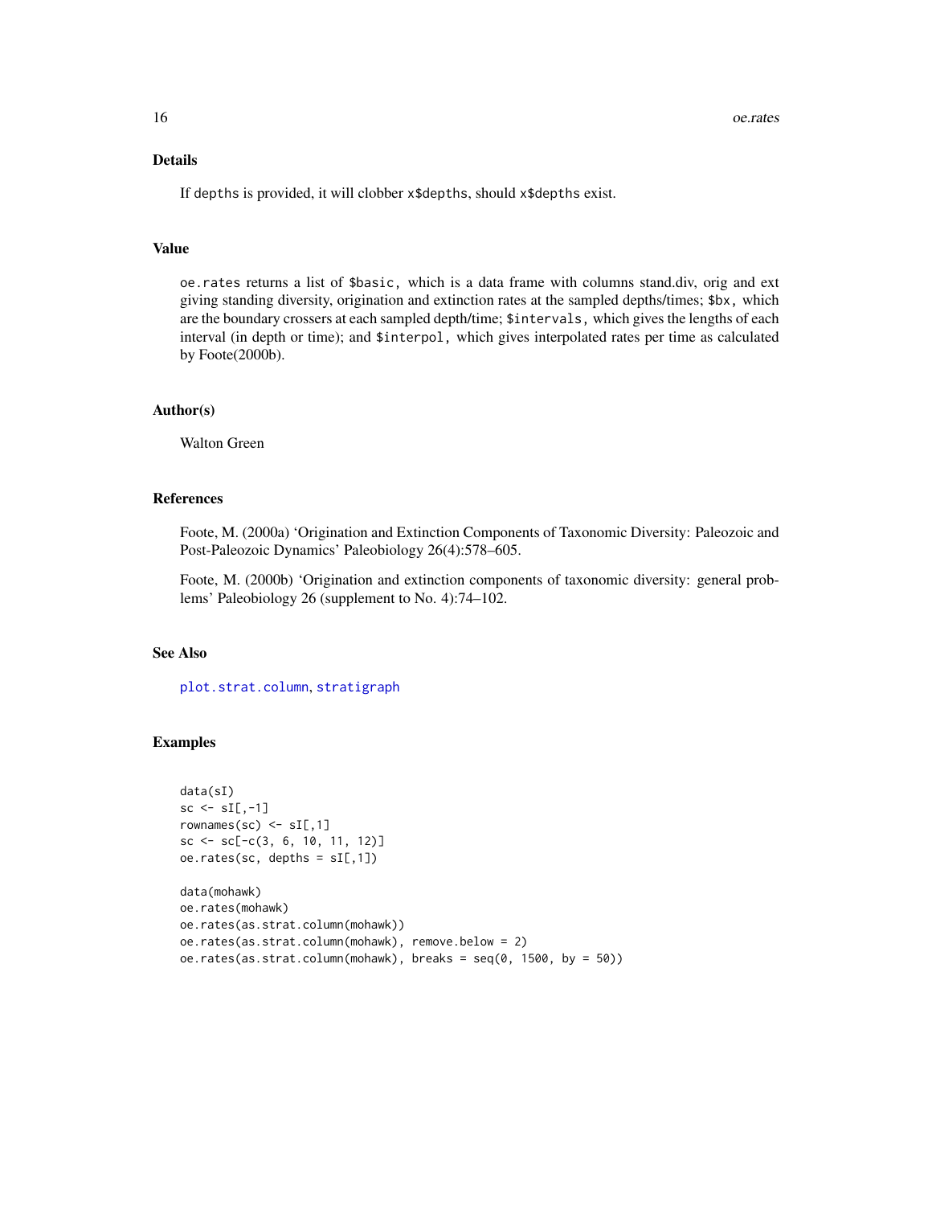## Details

If depths is provided, it will clobber x$depths, should x$depths exist.

## Value

oe.rates returns a list of $basic, which is a data frame with columns stand.div, orig and ext giving standing diversity, origination and extinction rates at the sampled depths/times; $bx, which are the boundary crossers at each sampled depth/time; $intervals, which gives the lengths of each interval (in depth or time); and $interpol, which gives interpolated rates per time as calculated by Foote(2000b).

## Author(s)

Walton Green

## References

Foote, M. (2000a) 'Origination and Extinction Components of Taxonomic Diversity: Paleozoic and Post-Paleozoic Dynamics' Paleobiology 26(4):578–605.

Foote, M. (2000b) 'Origination and extinction components of taxonomic diversity: general problems' Paleobiology 26 (supplement to No. 4):74–102.

## See Also

plot.strat.column, stratigraph

## Examples

```
data(sI)
sc <- sI[,-1]
rownames(sc) <- sI[,1]
sc <- sc[-c(3, 6, 10, 11, 12)]
oe.rates(sc, depths = sI[,1])

data(mohawk)
oe.rates(mohawk)
oe.rates(as.strat.column(mohawk))
oe.rates(as.strat.column(mohawk), remove.below = 2)
oe.rates(as.strat.column(mohawk), breaks = seq(0, 1500, by = 50))
```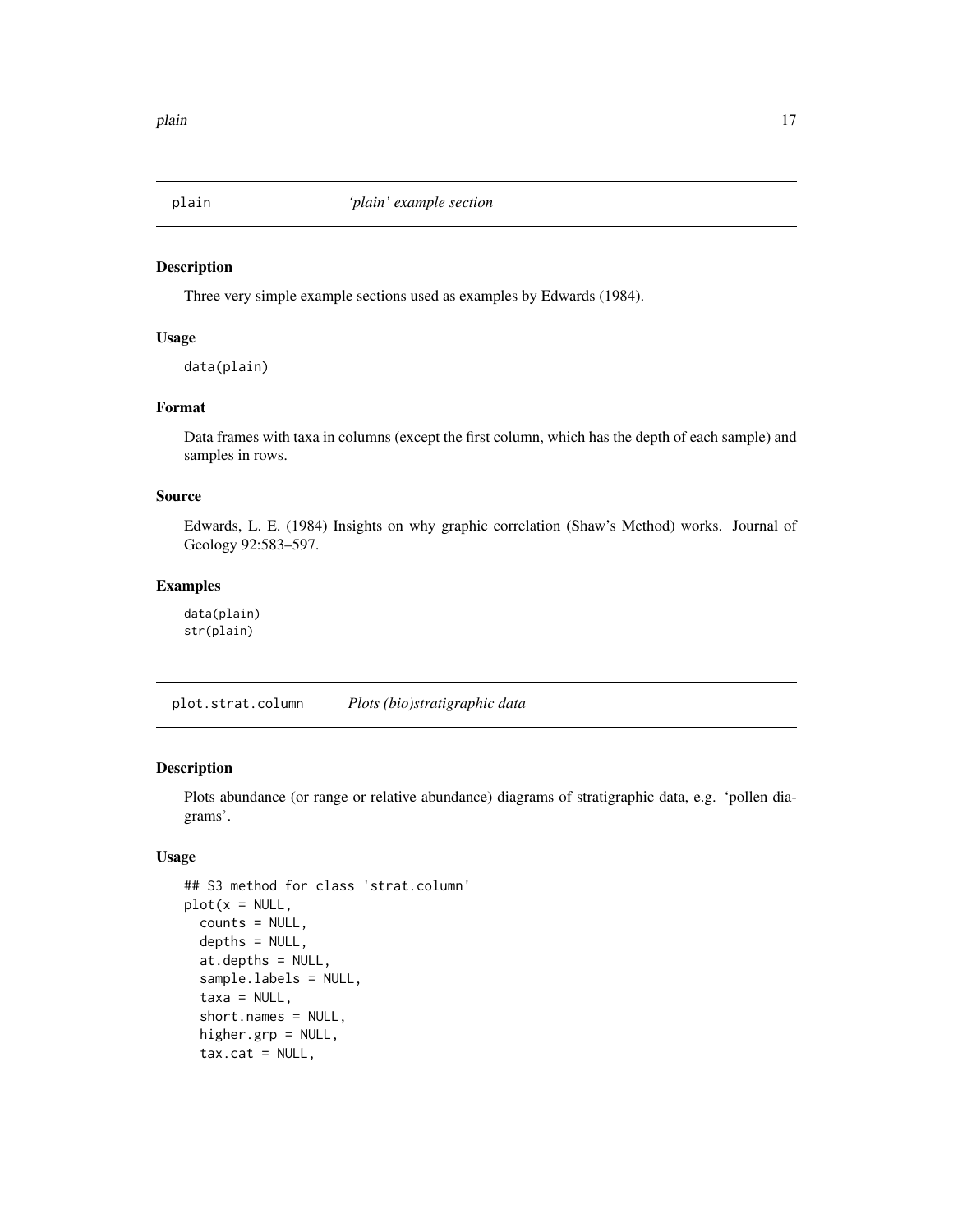## plain — *'plain' example section*

### Description

Three very simple example sections used as examples by Edwards (1984).

### Usage

```
data(plain)
```

### Format

Data frames with taxa in columns (except the first column, which has the depth of each sample) and samples in rows.

### Source

Edwards, L. E. (1984) Insights on why graphic correlation (Shaw's Method) works. Journal of Geology 92:583–597.

### Examples

```
data(plain)
str(plain)
```

## plot.strat.column — *Plots (bio)stratigraphic data*

### Description

Plots abundance (or range or relative abundance) diagrams of stratigraphic data, e.g. 'pollen diagrams'.

### Usage

```
## S3 method for class 'strat.column'
plot(x = NULL,
  counts = NULL,
  depths = NULL,
  at.depths = NULL,
  sample.labels = NULL,
  taxa = NULL,
  short.names = NULL,
  higher.grp = NULL,
  tax.cat = NULL,
```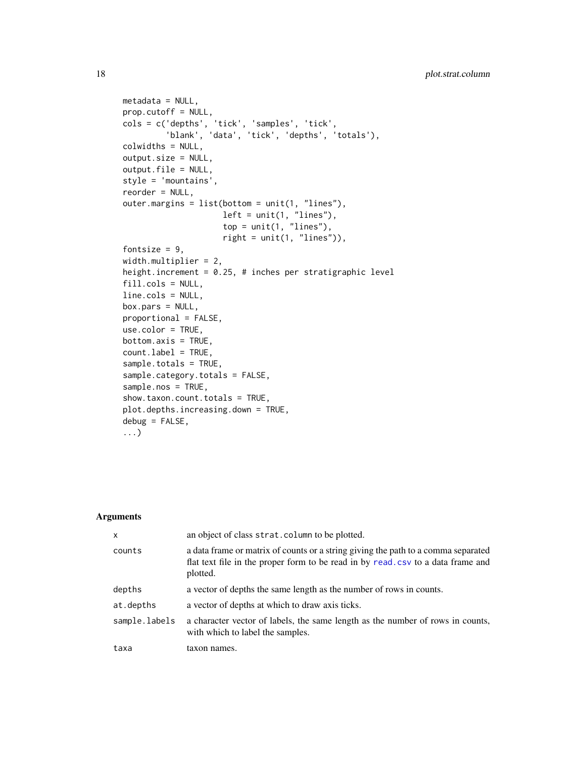```
  metadata = NULL,
  prop.cutoff = NULL,
  cols = c('depths', 'tick', 'samples', 'tick',
           'blank', 'data', 'tick', 'depths', 'totals'),
  colwidths = NULL,
  output.size = NULL,
  output.file = NULL,
  style = 'mountains',
  reorder = NULL,
  outer.margins = list(bottom = unit(1, "lines"),
                       left = unit(1, "lines"),
                       top = unit(1, "lines"),
                       right = unit(1, "lines")),
  fontsize = 9,
  width.multiplier = 2,
  height.increment = 0.25, # inches per stratigraphic level
  fill.cols = NULL,
  line.cols = NULL,
  box.pars = NULL,
  proportional = FALSE,
  use.color = TRUE,
  bottom.axis = TRUE,
  count.label = TRUE,
  sample.totals = TRUE,
  sample.category.totals = FALSE,
  sample.nos = TRUE,
  show.taxon.count.totals = TRUE,
  plot.depths.increasing.down = TRUE,
  debug = FALSE,
  ...)
```

## Arguments

| | |
|---|---|
| `x` | an object of class `strat.column` to be plotted. |
| `counts` | a data frame or matrix of counts or a string giving the path to a comma separated flat text file in the proper form to be read in by `read.csv` to a data frame and plotted. |
| `depths` | a vector of depths the same length as the number of rows in counts. |
| `at.depths` | a vector of depths at which to draw axis ticks. |
| `sample.labels` | a character vector of labels, the same length as the number of rows in counts, with which to label the samples. |
| `taxa` | taxon names. |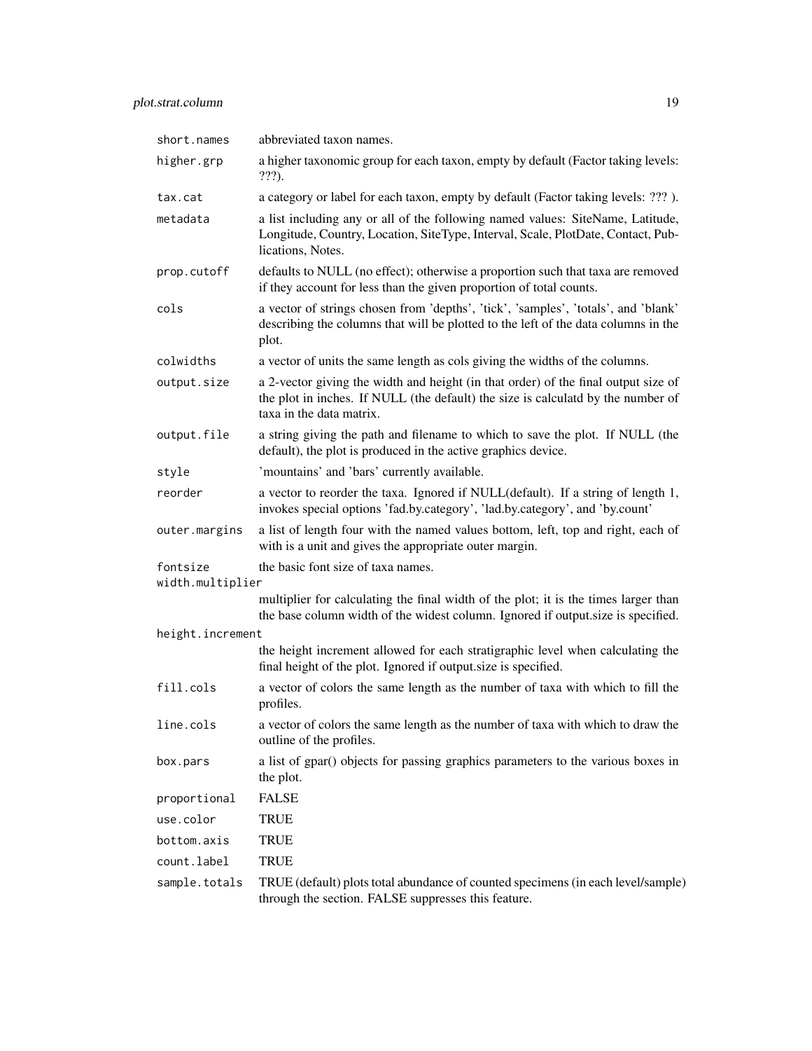| | |
|---|---|
| `short.names` | abbreviated taxon names. |
| `higher.grp` | a higher taxonomic group for each taxon, empty by default (Factor taking levels: ???). |
| `tax.cat` | a category or label for each taxon, empty by default (Factor taking levels: ??? ). |
| `metadata` | a list including any or all of the following named values: SiteName, Latitude, Longitude, Country, Location, SiteType, Interval, Scale, PlotDate, Contact, Publications, Notes. |
| `prop.cutoff` | defaults to NULL (no effect); otherwise a proportion such that taxa are removed if they account for less than the given proportion of total counts. |
| `cols` | a vector of strings chosen from 'depths', 'tick', 'samples', 'totals', and 'blank' describing the columns that will be plotted to the left of the data columns in the plot. |
| `colwidths` | a vector of units the same length as cols giving the widths of the columns. |
| `output.size` | a 2-vector giving the width and height (in that order) of the final output size of the plot in inches. If NULL (the default) the size is calculatd by the number of taxa in the data matrix. |
| `output.file` | a string giving the path and filename to which to save the plot. If NULL (the default), the plot is produced in the active graphics device. |
| `style` | 'mountains' and 'bars' currently available. |
| `reorder` | a vector to reorder the taxa. Ignored if NULL(default). If a string of length 1, invokes special options 'fad.by.category', 'lad.by.category', and 'by.count' |
| `outer.margins` | a list of length four with the named values bottom, left, top and right, each of with is a unit and gives the appropriate outer margin. |
| `fontsize` | the basic font size of taxa names. |
| `width.multiplier` | multiplier for calculating the final width of the plot; it is the times larger than the base column width of the widest column. Ignored if output.size is specified. |
| `height.increment` | the height increment allowed for each stratigraphic level when calculating the final height of the plot. Ignored if output.size is specified. |
| `fill.cols` | a vector of colors the same length as the number of taxa with which to fill the profiles. |
| `line.cols` | a vector of colors the same length as the number of taxa with which to draw the outline of the profiles. |
| `box.pars` | a list of gpar() objects for passing graphics parameters to the various boxes in the plot. |
| `proportional` | FALSE |
| `use.color` | TRUE |
| `bottom.axis` | TRUE |
| `count.label` | TRUE |
| `sample.totals` | TRUE (default) plots total abundance of counted specimens (in each level/sample) through the section. FALSE suppresses this feature. |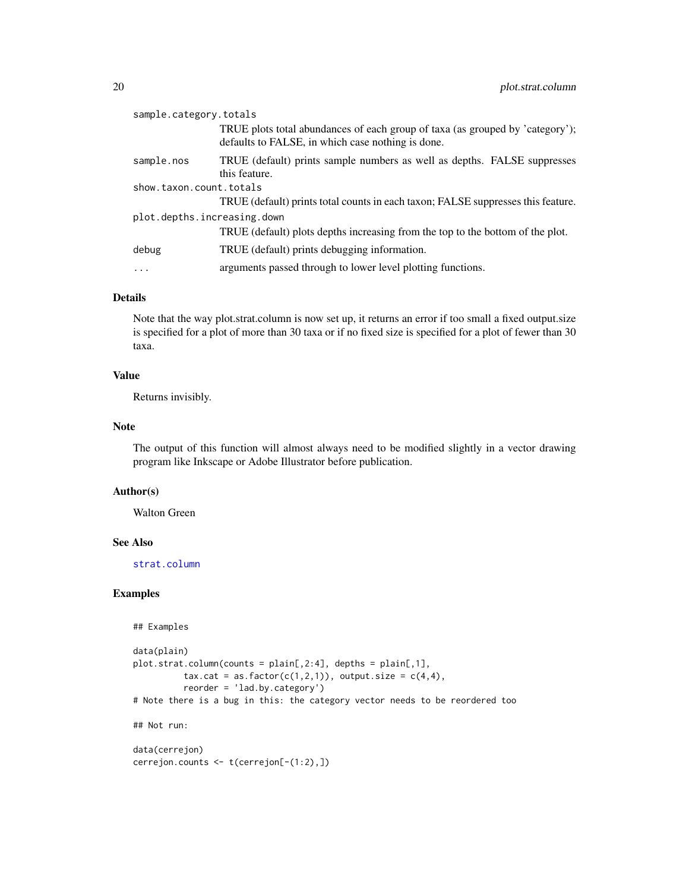`sample.category.totals`
: TRUE plots total abundances of each group of taxa (as grouped by 'category'); defaults to FALSE, in which case nothing is done.

`sample.nos`
: TRUE (default) prints sample numbers as well as depths. FALSE suppresses this feature.

`show.taxon.count.totals`
: TRUE (default) prints total counts in each taxon; FALSE suppresses this feature.

`plot.depths.increasing.down`
: TRUE (default) plots depths increasing from the top to the bottom of the plot.

`debug`
: TRUE (default) prints debugging information.

`...`
: arguments passed through to lower level plotting functions.

## Details

Note that the way plot.strat.column is now set up, it returns an error if too small a fixed output.size is specified for a plot of more than 30 taxa or if no fixed size is specified for a plot of fewer than 30 taxa.

## Value

Returns invisibly.

## Note

The output of this function will almost always need to be modified slightly in a vector drawing program like Inkscape or Adobe Illustrator before publication.

## Author(s)

Walton Green

## See Also

strat.column

## Examples

```
## Examples

data(plain)
plot.strat.column(counts = plain[,2:4], depths = plain[,1],
          tax.cat = as.factor(c(1,2,1)), output.size = c(4,4),
          reorder = 'lad.by.category')
# Note there is a bug in this: the category vector needs to be reordered too

## Not run:

data(cerrejon)
cerrejon.counts <- t(cerrejon[-(1:2),])
```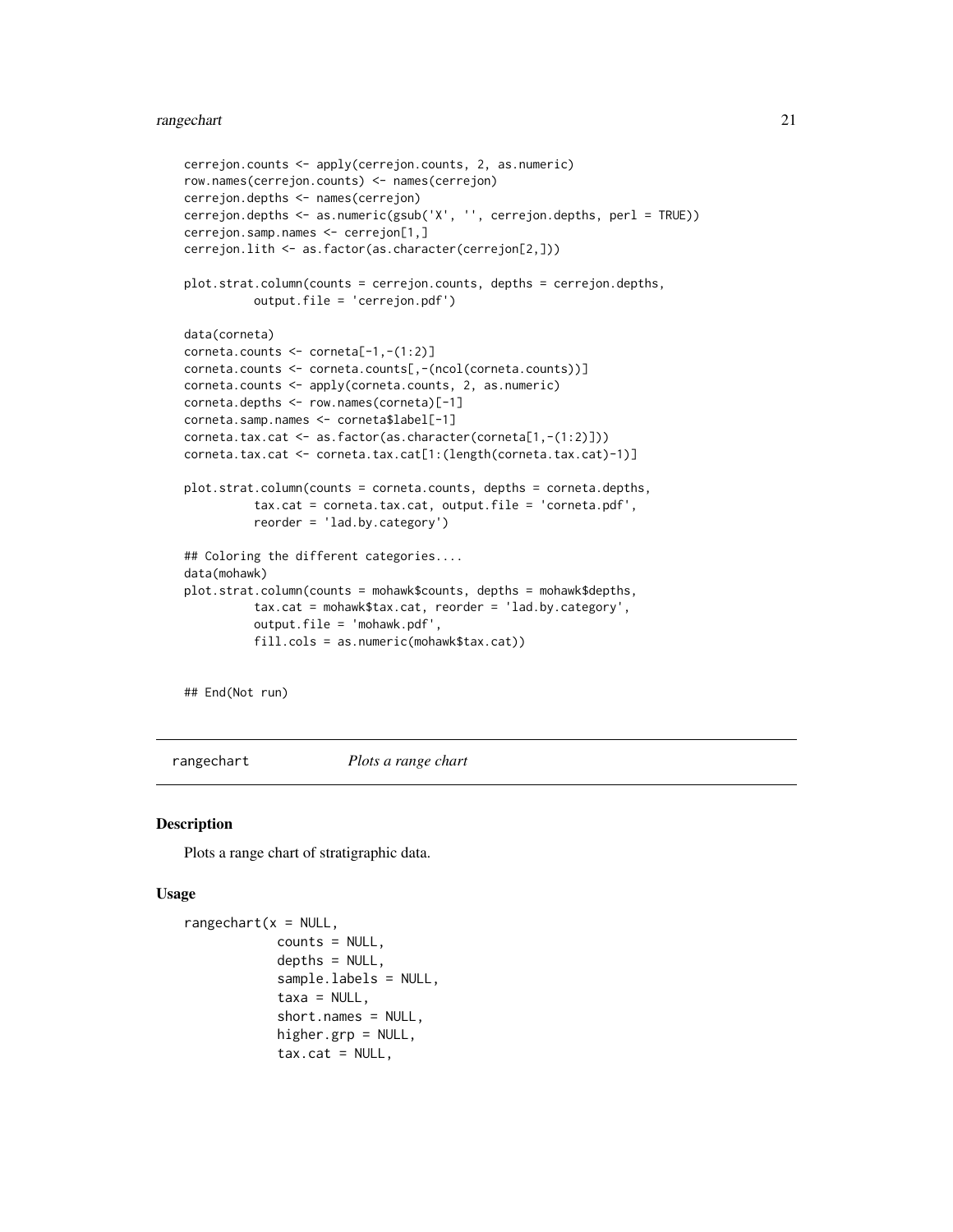```
cerrejon.counts <- apply(cerrejon.counts, 2, as.numeric)
row.names(cerrejon.counts) <- names(cerrejon)
cerrejon.depths <- names(cerrejon)
cerrejon.depths <- as.numeric(gsub('X', '', cerrejon.depths, perl = TRUE))
cerrejon.samp.names <- cerrejon[1,]
cerrejon.lith <- as.factor(as.character(cerrejon[2,]))

plot.strat.column(counts = cerrejon.counts, depths = cerrejon.depths,
          output.file = 'cerrejon.pdf')

data(corneta)
corneta.counts <- corneta[-1,-(1:2)]
corneta.counts <- corneta.counts[,-(ncol(corneta.counts))]
corneta.counts <- apply(corneta.counts, 2, as.numeric)
corneta.depths <- row.names(corneta)[-1]
corneta.samp.names <- corneta$label[-1]
corneta.tax.cat <- as.factor(as.character(corneta[1,-(1:2)]))
corneta.tax.cat <- corneta.tax.cat[1:(length(corneta.tax.cat)-1)]

plot.strat.column(counts = corneta.counts, depths = corneta.depths,
          tax.cat = corneta.tax.cat, output.file = 'corneta.pdf',
          reorder = 'lad.by.category')

## Coloring the different categories....
data(mohawk)
plot.strat.column(counts = mohawk$counts, depths = mohawk$depths,
          tax.cat = mohawk$tax.cat, reorder = 'lad.by.category',
          output.file = 'mohawk.pdf',
          fill.cols = as.numeric(mohawk$tax.cat))


## End(Not run)
```

---

`rangechart` *Plots a range chart*

---

## Description

Plots a range chart of stratigraphic data.

## Usage

```
rangechart(x = NULL,
           counts = NULL,
           depths = NULL,
           sample.labels = NULL,
           taxa = NULL,
           short.names = NULL,
           higher.grp = NULL,
           tax.cat = NULL,
```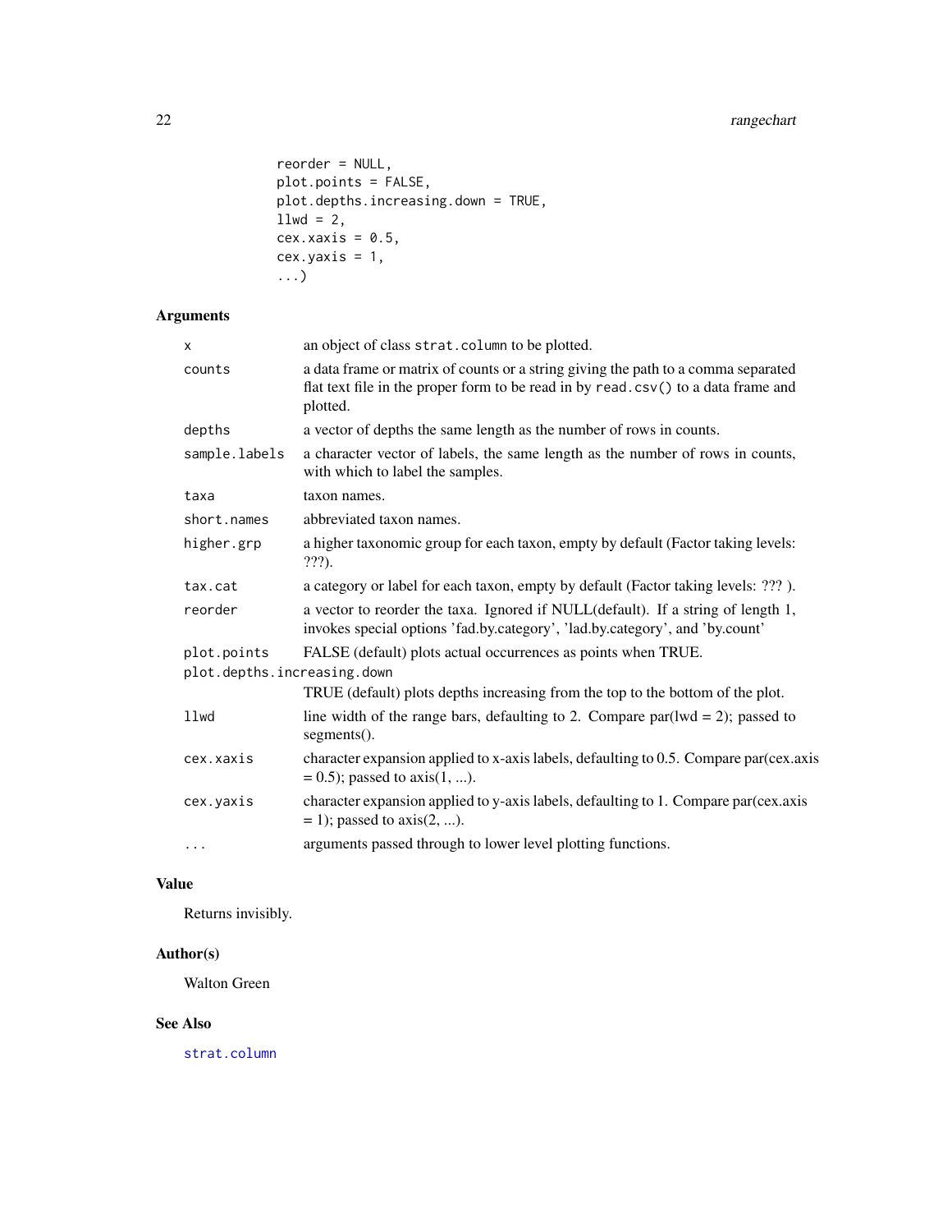```
reorder = NULL,
plot.points = FALSE,
plot.depths.increasing.down = TRUE,
llwd = 2,
cex.xaxis = 0.5,
cex.yaxis = 1,
...)
```

## Arguments

| | |
|---|---|
| `x` | an object of class `strat.column` to be plotted. |
| `counts` | a data frame or matrix of counts or a string giving the path to a comma separated flat text file in the proper form to be read in by `read.csv()` to a data frame and plotted. |
| `depths` | a vector of depths the same length as the number of rows in counts. |
| `sample.labels` | a character vector of labels, the same length as the number of rows in counts, with which to label the samples. |
| `taxa` | taxon names. |
| `short.names` | abbreviated taxon names. |
| `higher.grp` | a higher taxonomic group for each taxon, empty by default (Factor taking levels: ???). |
| `tax.cat` | a category or label for each taxon, empty by default (Factor taking levels: ??? ). |
| `reorder` | a vector to reorder the taxa. Ignored if NULL(default). If a string of length 1, invokes special options 'fad.by.category', 'lad.by.category', and 'by.count' |
| `plot.points` | FALSE (default) plots actual occurrences as points when TRUE. |
| `plot.depths.increasing.down` | TRUE (default) plots depths increasing from the top to the bottom of the plot. |
| `llwd` | line width of the range bars, defaulting to 2. Compare par(lwd = 2); passed to segments(). |
| `cex.xaxis` | character expansion applied to x-axis labels, defaulting to 0.5. Compare par(cex.axis = 0.5); passed to axis(1, ...). |
| `cex.yaxis` | character expansion applied to y-axis labels, defaulting to 1. Compare par(cex.axis = 1); passed to axis(2, ...). |
| `...` | arguments passed through to lower level plotting functions. |

## Value

Returns invisibly.

## Author(s)

Walton Green

## See Also

strat.column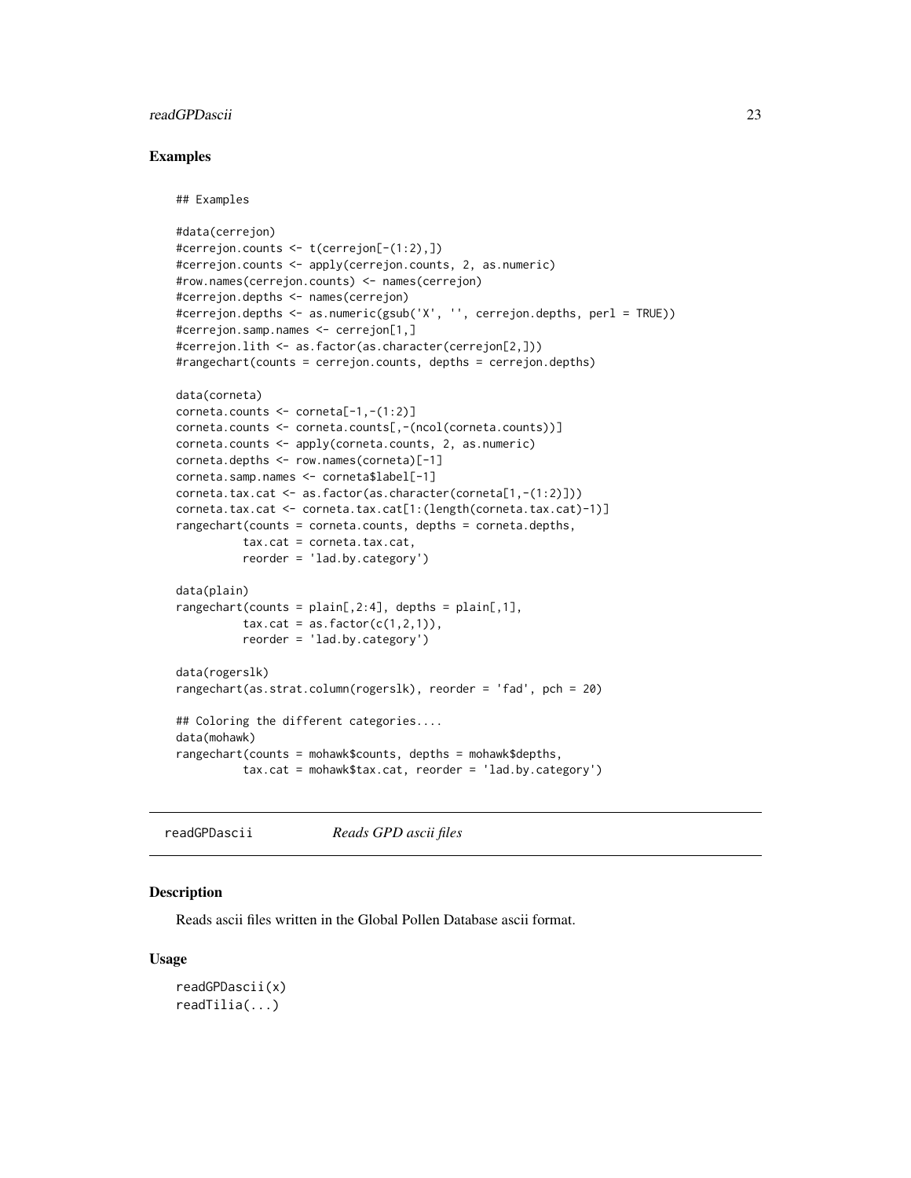### Examples

```
## Examples

#data(cerrejon)
#cerrejon.counts <- t(cerrejon[-(1:2),])
#cerrejon.counts <- apply(cerrejon.counts, 2, as.numeric)
#row.names(cerrejon.counts) <- names(cerrejon)
#cerrejon.depths <- names(cerrejon)
#cerrejon.depths <- as.numeric(gsub('X', '', cerrejon.depths, perl = TRUE))
#cerrejon.samp.names <- cerrejon[1,]
#cerrejon.lith <- as.factor(as.character(cerrejon[2,]))
#rangechart(counts = cerrejon.counts, depths = cerrejon.depths)

data(corneta)
corneta.counts <- corneta[-1,-(1:2)]
corneta.counts <- corneta.counts[,-(ncol(corneta.counts))]
corneta.counts <- apply(corneta.counts, 2, as.numeric)
corneta.depths <- row.names(corneta)[-1]
corneta.samp.names <- corneta$label[-1]
corneta.tax.cat <- as.factor(as.character(corneta[1,-(1:2)]))
corneta.tax.cat <- corneta.tax.cat[1:(length(corneta.tax.cat)-1)]
rangechart(counts = corneta.counts, depths = corneta.depths,
          tax.cat = corneta.tax.cat,
          reorder = 'lad.by.category')

data(plain)
rangechart(counts = plain[,2:4], depths = plain[,1],
          tax.cat = as.factor(c(1,2,1)),
          reorder = 'lad.by.category')

data(rogerslk)
rangechart(as.strat.column(rogerslk), reorder = 'fad', pch = 20)

## Coloring the different categories....
data(mohawk)
rangechart(counts = mohawk$counts, depths = mohawk$depths,
          tax.cat = mohawk$tax.cat, reorder = 'lad.by.category')
```

---

## readGPDascii — *Reads GPD ascii files*

### Description

Reads ascii files written in the Global Pollen Database ascii format.

### Usage

```
readGPDascii(x)
readTilia(...)
```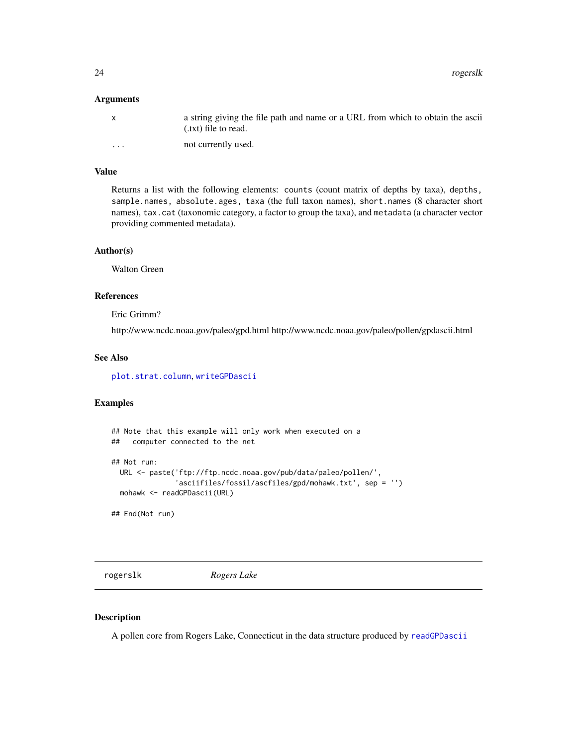### Arguments

| | |
|---|---|
| x | a string giving the file path and name or a URL from which to obtain the ascii (.txt) file to read. |
| ... | not currently used. |

### Value

Returns a list with the following elements: `counts` (count matrix of depths by taxa), `depths`, `sample.names`, `absolute.ages`, `taxa` (the full taxon names), `short.names` (8 character short names), `tax.cat` (taxonomic category, a factor to group the taxa), and `metadata` (a character vector providing commented metadata).

### Author(s)

Walton Green

### References

Eric Grimm?

http://www.ncdc.noaa.gov/paleo/gpd.html http://www.ncdc.noaa.gov/paleo/pollen/gpdascii.html

### See Also

`plot.strat.column`, `writeGPDascii`

### Examples

```
## Note that this example will only work when executed on a
##   computer connected to the net

## Not run:
  URL <- paste('ftp://ftp.ncdc.noaa.gov/pub/data/paleo/pollen/',
               'asciifiles/fossil/ascfiles/gpd/mohawk.txt', sep = '')
  mohawk <- readGPDascii(URL)

## End(Not run)
```

## rogerslk *Rogers Lake*

### Description

A pollen core from Rogers Lake, Connecticut in the data structure produced by `readGPDascii`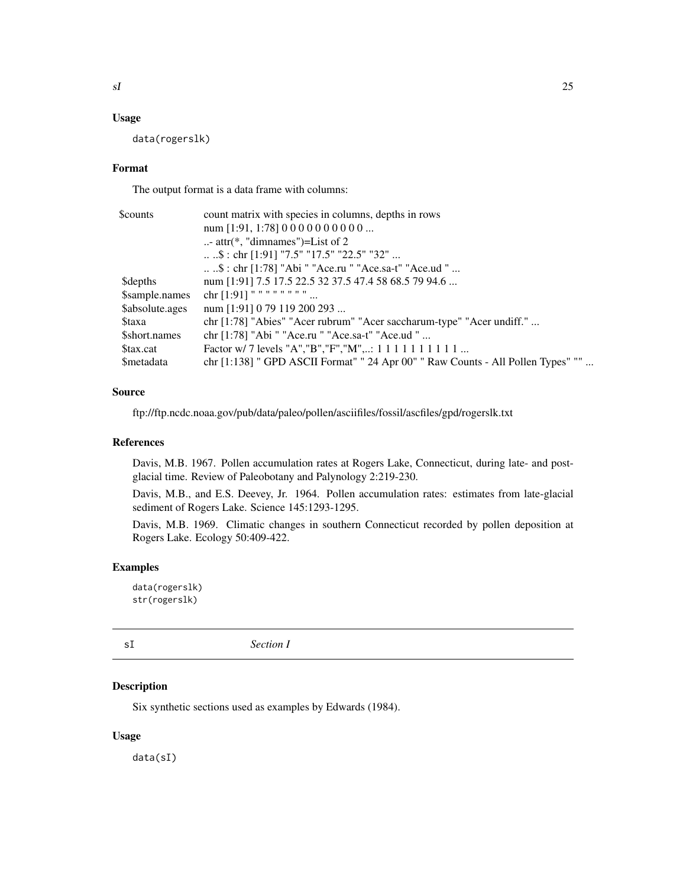## Usage

```
data(rogerslk)
```

## Format

The output format is a data frame with columns:

| | |
|---|---|
| $counts | count matrix with species in columns, depths in rows |
| | num [1:91, 1:78] 0 0 0 0 0 0 0 0 0 0 ... |
| | ..- attr(*, "dimnames")=List of 2 |
| | .. ..$ : chr [1:91] "7.5" "17.5" "22.5" "32" ... |
| | .. ..$ : chr [1:78] "Abi " "Ace.ru " "Ace.sa-t" "Ace.ud " ... |
| $depths | num [1:91] 7.5 17.5 22.5 32 37.5 47.4 58 68.5 79 94.6 ... |
| $sample.names | chr [1:91] " " " " " " " " ... |
| $absolute.ages | num [1:91] 0 79 119 200 293 ... |
| $taxa | chr [1:78] "Abies" "Acer rubrum" "Acer saccharum-type" "Acer undiff." ... |
| $short.names | chr [1:78] "Abi " "Ace.ru " "Ace.sa-t" "Ace.ud " ... |
| $tax.cat | Factor w/ 7 levels "A","B","F","M",..: 1 1 1 1 1 1 1 1 1 1 ... |
| $metadata | chr [1:138] " GPD ASCII Format" " 24 Apr 00" " Raw Counts - All Pollen Types" "" ... |

## Source

ftp://ftp.ncdc.noaa.gov/pub/data/paleo/pollen/asciifiles/fossil/ascfiles/gpd/rogerslk.txt

## References

Davis, M.B. 1967. Pollen accumulation rates at Rogers Lake, Connecticut, during late- and post-glacial time. Review of Paleobotany and Palynology 2:219-230.

Davis, M.B., and E.S. Deevey, Jr. 1964. Pollen accumulation rates: estimates from late-glacial sediment of Rogers Lake. Science 145:1293-1295.

Davis, M.B. 1969. Climatic changes in southern Connecticut recorded by pollen deposition at Rogers Lake. Ecology 50:409-422.

## Examples

```
data(rogerslk)
str(rogerslk)
```

---

# sI *Section I*

## Description

Six synthetic sections used as examples by Edwards (1984).

## Usage

```
data(sI)
```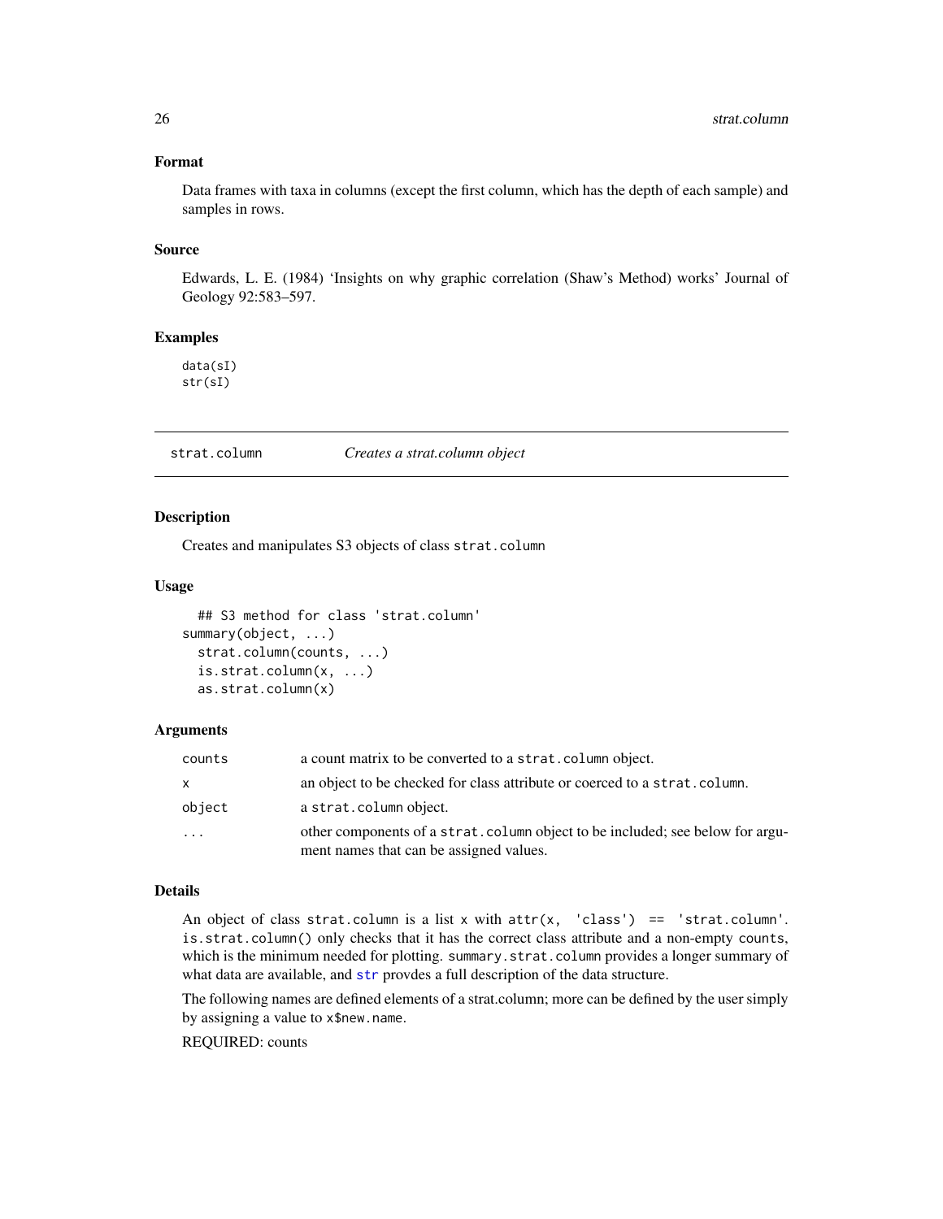### Format

Data frames with taxa in columns (except the first column, which has the depth of each sample) and samples in rows.

### Source

Edwards, L. E. (1984) 'Insights on why graphic correlation (Shaw's Method) works' Journal of Geology 92:583–597.

### Examples

```
data(sI)
str(sI)
```

---

## strat.column — *Creates a strat.column object*

### Description

Creates and manipulates S3 objects of class `strat.column`

### Usage

```
  ## S3 method for class 'strat.column'
summary(object, ...)
  strat.column(counts, ...)
  is.strat.column(x, ...)
  as.strat.column(x)
```

### Arguments

| | |
|---|---|
| `counts` | a count matrix to be converted to a `strat.column` object. |
| `x` | an object to be checked for class attribute or coerced to a `strat.column`. |
| `object` | a `strat.column` object. |
| `...` | other components of a `strat.column` object to be included; see below for argument names that can be assigned values. |

### Details

An object of class strat.column is a list `x` with `attr(x, 'class') == 'strat.column'`. `is.strat.column()` only checks that it has the correct class attribute and a non-empty `counts`, which is the minimum needed for plotting. `summary.strat.column` provides a longer summary of what data are available, and `str` provdes a full description of the data structure.

The following names are defined elements of a strat.column; more can be defined by the user simply by assigning a value to `x$new.name`.

REQUIRED: counts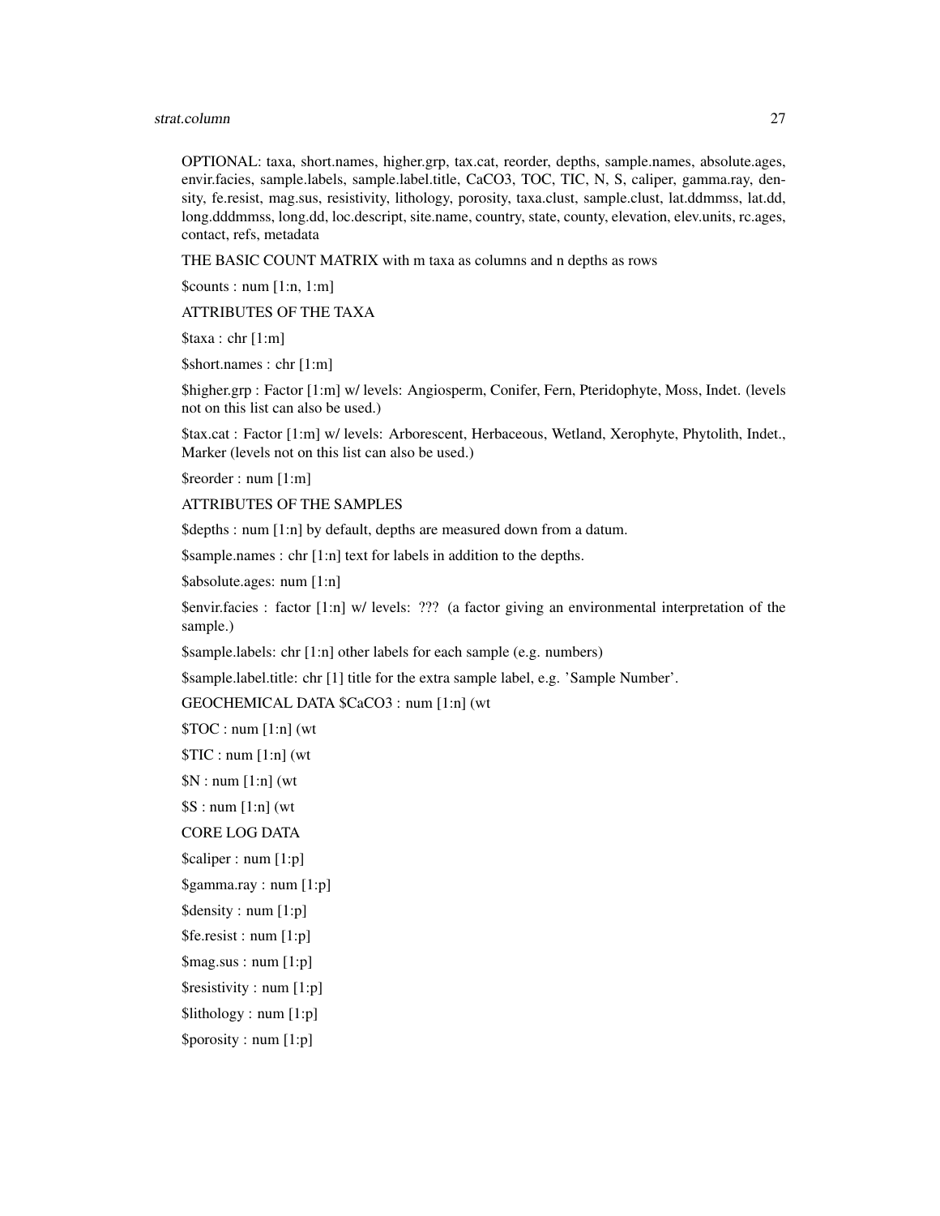OPTIONAL: taxa, short.names, higher.grp, tax.cat, reorder, depths, sample.names, absolute.ages, envir.facies, sample.labels, sample.label.title, CaCO3, TOC, TIC, N, S, caliper, gamma.ray, density, fe.resist, mag.sus, resistivity, lithology, porosity, taxa.clust, sample.clust, lat.ddmmss, lat.dd, long.dddmmss, long.dd, loc.descript, site.name, country, state, county, elevation, elev.units, rc.ages, contact, refs, metadata

THE BASIC COUNT MATRIX with m taxa as columns and n depths as rows

$counts : num [1:n, 1:m]

ATTRIBUTES OF THE TAXA

$taxa : chr [1:m]

$short.names : chr [1:m]

$higher.grp : Factor [1:m] w/ levels: Angiosperm, Conifer, Fern, Pteridophyte, Moss, Indet. (levels not on this list can also be used.)

$tax.cat : Factor [1:m] w/ levels: Arborescent, Herbaceous, Wetland, Xerophyte, Phytolith, Indet., Marker (levels not on this list can also be used.)

$reorder : num [1:m]

ATTRIBUTES OF THE SAMPLES

$depths : num [1:n] by default, depths are measured down from a datum.

$sample.names : chr [1:n] text for labels in addition to the depths.

$absolute.ages: num [1:n]

$envir.facies : factor [1:n] w/ levels: ??? (a factor giving an environmental interpretation of the sample.)

$sample.labels: chr [1:n] other labels for each sample (e.g. numbers)

$sample.label.title: chr [1] title for the extra sample label, e.g. 'Sample Number'.

GEOCHEMICAL DATA $CaCO3 : num [1:n] (wt

$TOC : num [1:n] (wt

$TIC : num [1:n] (wt

$N : num [1:n] (wt

$S : num [1:n] (wt

CORE LOG DATA

$caliper : num [1:p]

$gamma.ray : num [1:p]

$density : num [1:p]

$fe.resist : num [1:p]

$mag.sus : num [1:p]

$resistivity : num [1:p]

$lithology : num [1:p]

$porosity : num [1:p]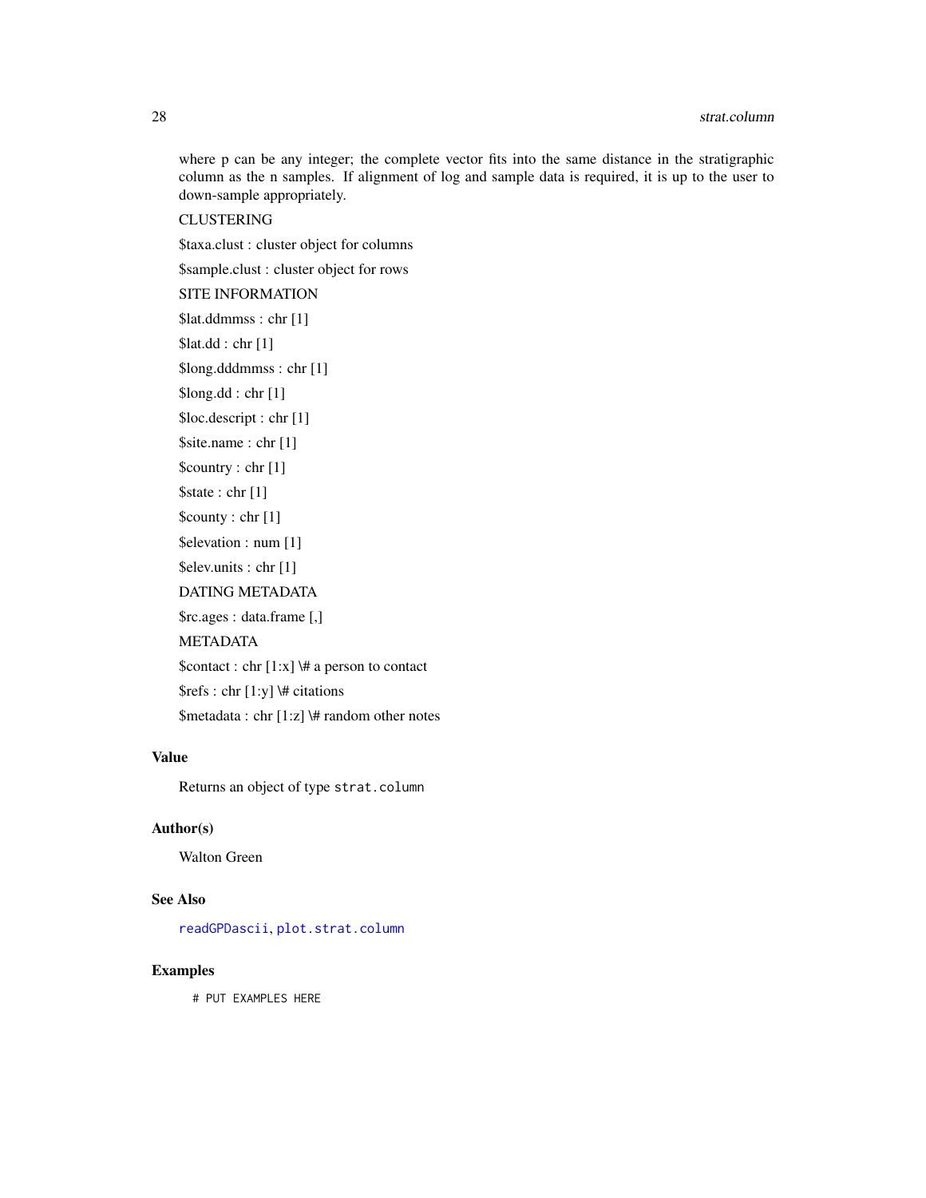where p can be any integer; the complete vector fits into the same distance in the stratigraphic column as the n samples. If alignment of log and sample data is required, it is up to the user to down-sample appropriately.

CLUSTERING

$taxa.clust : cluster object for columns

$sample.clust : cluster object for rows

SITE INFORMATION

$lat.ddmmss : chr [1]

$lat.dd : chr [1]

$long.dddmmss : chr [1]

$long.dd : chr [1]

$loc.descript : chr [1]

$site.name : chr [1]

$country : chr [1]

$state : chr [1]

$county : chr [1]

$elevation : num [1]

$elev.units : chr [1]

DATING METADATA

$rc.ages : data.frame [,]

METADATA

$contact : chr [1:x] \# a person to contact

$refs : chr [1:y] \# citations

$metadata : chr [1:z] \# random other notes

### Value

Returns an object of type `strat.column`

### Author(s)

Walton Green

### See Also

`readGPDascii`, `plot.strat.column`

### Examples

```
# PUT EXAMPLES HERE
```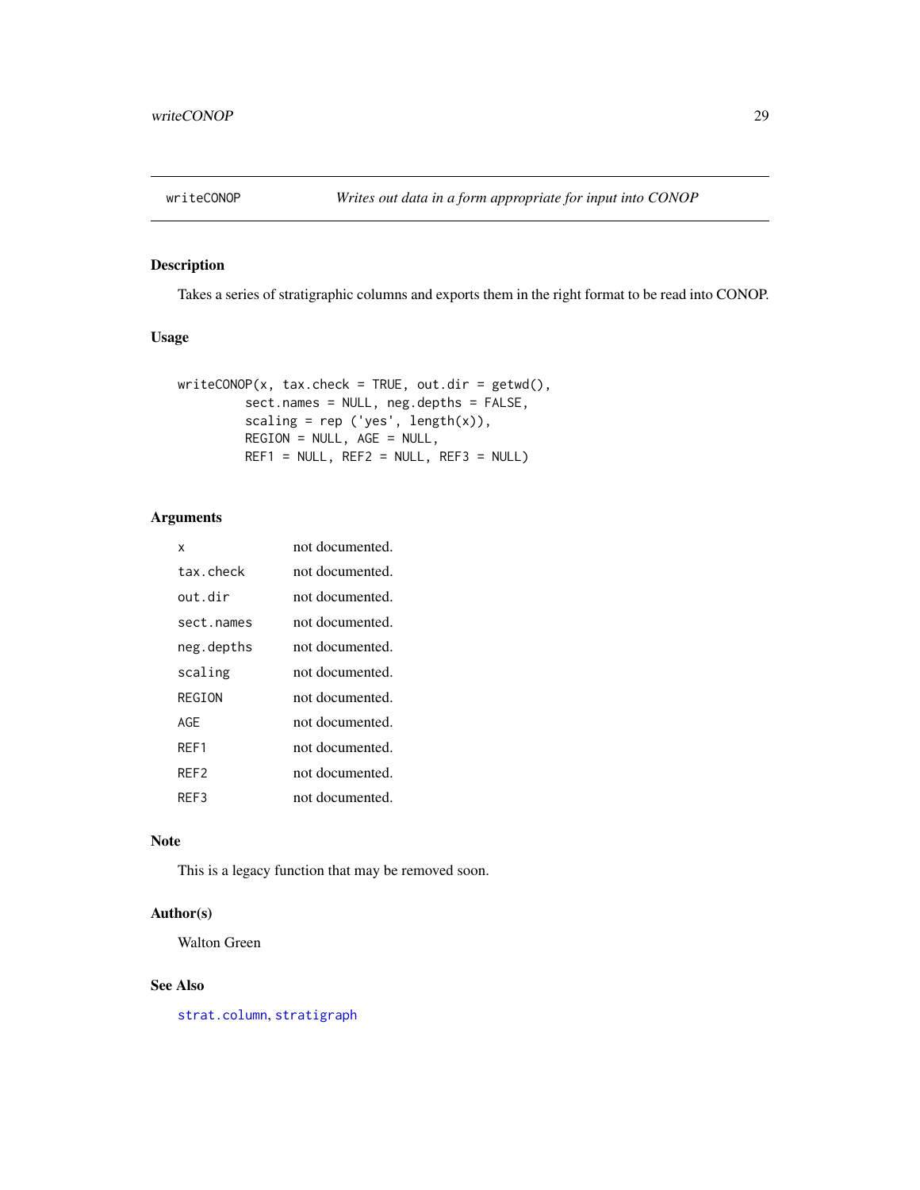## writeCONOP — *Writes out data in a form appropriate for input into CONOP*

### Description

Takes a series of stratigraphic columns and exports them in the right format to be read into CONOP.

### Usage

```
writeCONOP(x, tax.check = TRUE, out.dir = getwd(),
          sect.names = NULL, neg.depths = FALSE,
          scaling = rep ('yes', length(x)),
          REGION = NULL, AGE = NULL,
          REF1 = NULL, REF2 = NULL, REF3 = NULL)
```

### Arguments

| | |
|---|---|
| x | not documented. |
| tax.check | not documented. |
| out.dir | not documented. |
| sect.names | not documented. |
| neg.depths | not documented. |
| scaling | not documented. |
| REGION | not documented. |
| AGE | not documented. |
| REF1 | not documented. |
| REF2 | not documented. |
| REF3 | not documented. |

### Note

This is a legacy function that may be removed soon.

### Author(s)

Walton Green

### See Also

strat.column, stratigraph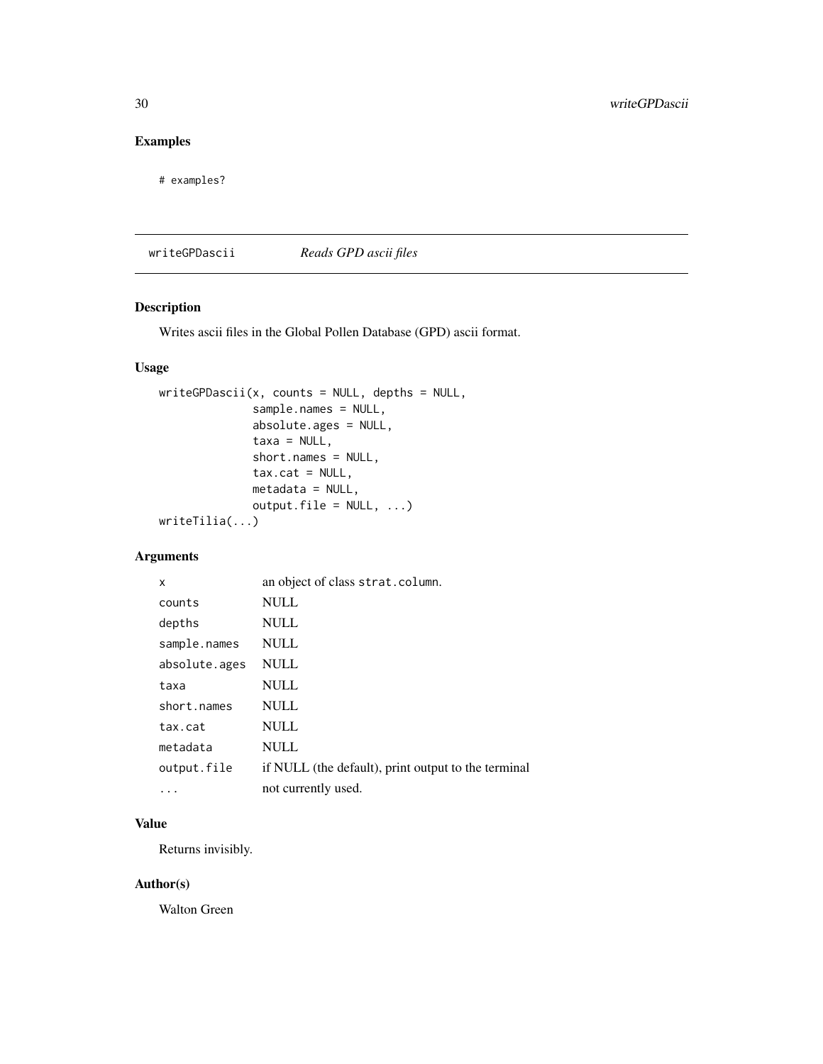## Examples

```
# examples?
```

---

## writeGPDascii *Reads GPD ascii files*

### Description

Writes ascii files in the Global Pollen Database (GPD) ascii format.

### Usage

```
writeGPDascii(x, counts = NULL, depths = NULL,
              sample.names = NULL,
              absolute.ages = NULL,
              taxa = NULL,
              short.names = NULL,
              tax.cat = NULL,
              metadata = NULL,
              output.file = NULL, ...)
writeTilia(...)
```

### Arguments

| | |
|---|---|
| `x` | an object of class `strat.column`. |
| `counts` | NULL |
| `depths` | NULL |
| `sample.names` | NULL |
| `absolute.ages` | NULL |
| `taxa` | NULL |
| `short.names` | NULL |
| `tax.cat` | NULL |
| `metadata` | NULL |
| `output.file` | if NULL (the default), print output to the terminal |
| `...` | not currently used. |

### Value

Returns invisibly.

### Author(s)

Walton Green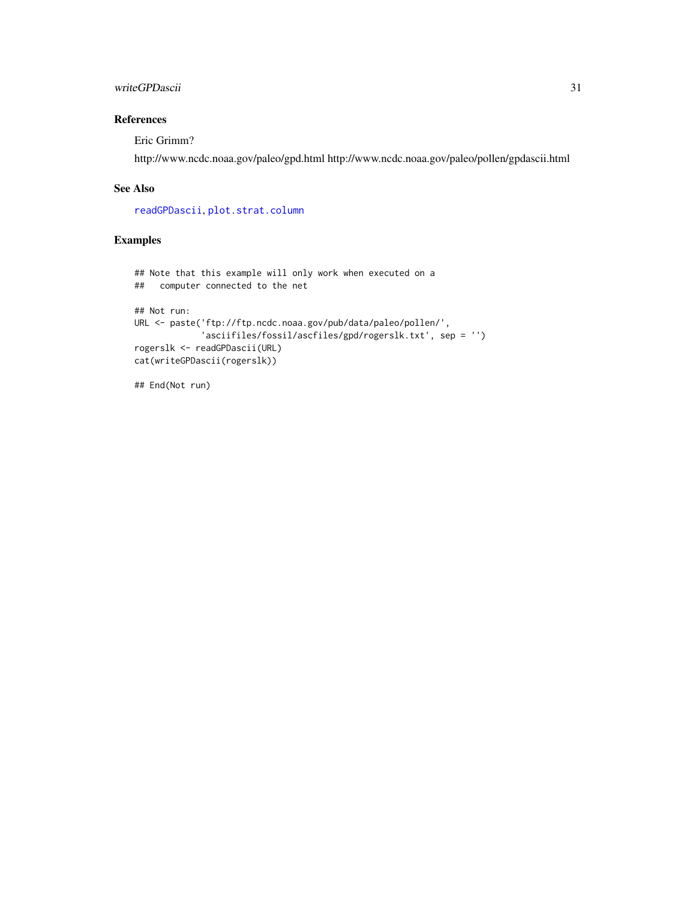### References

Eric Grimm?

http://www.ncdc.noaa.gov/paleo/gpd.html http://www.ncdc.noaa.gov/paleo/pollen/gpdascii.html

### See Also

readGPDascii, plot.strat.column

### Examples

```
## Note that this example will only work when executed on a
##   computer connected to the net

## Not run:
URL <- paste('ftp://ftp.ncdc.noaa.gov/pub/data/paleo/pollen/',
             'asciifiles/fossil/ascfiles/gpd/rogerslk.txt', sep = '')
rogerslk <- readGPDascii(URL)
cat(writeGPDascii(rogerslk))

## End(Not run)
```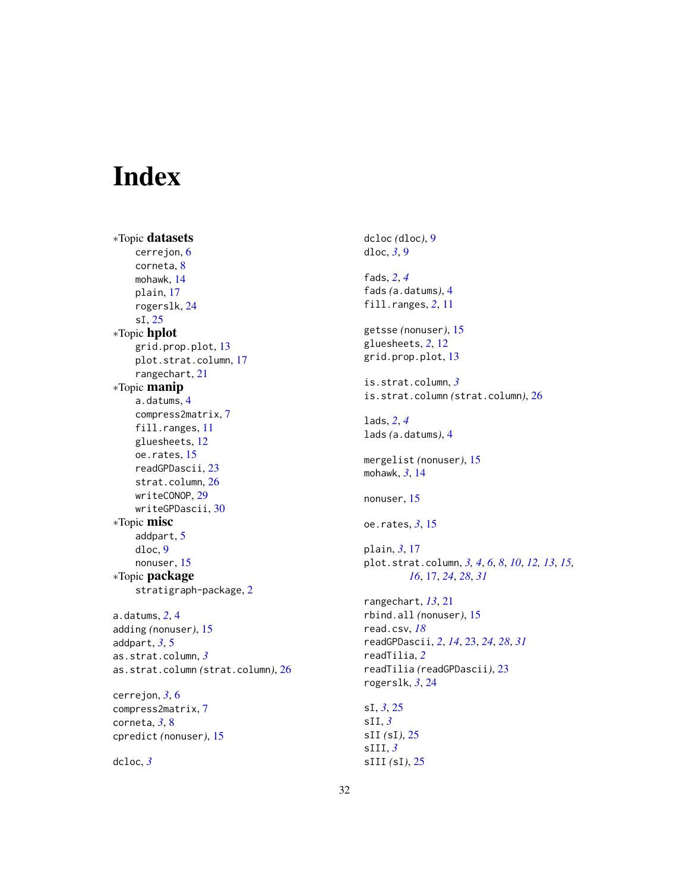# Index

∗Topic **datasets**
- cerrejon, 6
- corneta, 8
- mohawk, 14
- plain, 17
- rogerslk, 24
- sI, 25

∗Topic **hplot**
- grid.prop.plot, 13
- plot.strat.column, 17
- rangechart, 21

∗Topic **manip**
- a.datums, 4
- compress2matrix, 7
- fill.ranges, 11
- gluesheets, 12
- oe.rates, 15
- readGPDascii, 23
- strat.column, 26
- writeCONOP, 29
- writeGPDascii, 30

∗Topic **misc**
- addpart, 5
- dloc, 9
- nonuser, 15

∗Topic **package**
- stratigraph-package, 2

a.datums, *2*, 4
adding *(nonuser)*, 15
addpart, *3*, 5
as.strat.column, *3*
as.strat.column *(strat.column)*, 26

cerrejon, *3*, 6
compress2matrix, 7
corneta, *3*, 8
cpredict *(nonuser)*, 15

dcloc, *3*
dcloc *(dloc)*, 9
dloc, *3*, 9

fads, *2*, *4*
fads *(a.datums)*, 4
fill.ranges, *2*, 11

getsse *(nonuser)*, 15
gluesheets, *2*, 12
grid.prop.plot, 13

is.strat.column, *3*
is.strat.column *(strat.column)*, 26

lads, *2*, *4*
lads *(a.datums)*, 4

mergelist *(nonuser)*, 15
mohawk, *3*, 14

nonuser, 15

oe.rates, *3*, 15

plain, *3*, 17
plot.strat.column, *3*, *4*, *6*, *8*, *10*, *12*, *13*, *15*, *16*, 17, *24*, *28*, *31*

rangechart, *13*, 21
rbind.all *(nonuser)*, 15
read.csv, *18*
readGPDascii, *2*, *14*, 23, *24*, *28*, *31*
readTilia, *2*
readTilia *(readGPDascii)*, 23
rogerslk, *3*, 24

sI, *3*, 25
sII, *3*
sII *(sI)*, 25
sIII, *3*
sIII *(sI)*, 25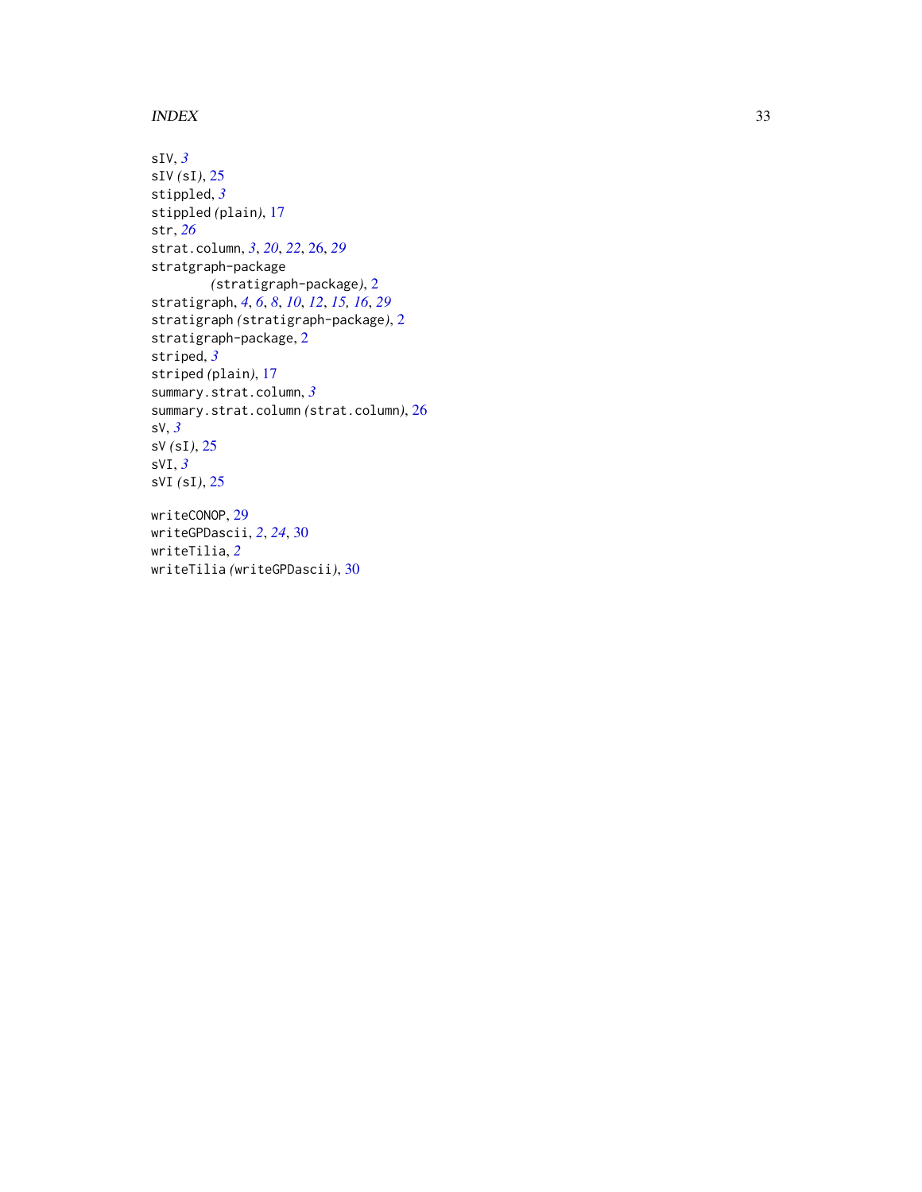sIV, *3*
sIV *(*sI*)*, 25
stippled, *3*
stippled *(*plain*)*, 17
str, *26*
strat.column, *3*, *20*, *22*, 26, *29*
stratgraph-package
        *(*stratigraph-package*)*, 2
stratigraph, *4*, *6*, *8*, *10*, *12*, *15, 16*, *29*
stratigraph *(*stratigraph-package*)*, 2
stratigraph-package, 2
striped, *3*
striped *(*plain*)*, 17
summary.strat.column, *3*
summary.strat.column *(*strat.column*)*, 26
sV, *3*
sV *(*sI*)*, 25
sVI, *3*
sVI *(*sI*)*, 25

writeCONOP, 29
writeGPDascii, *2*, *24*, 30
writeTilia, *2*
writeTilia *(*writeGPDascii*)*, 30